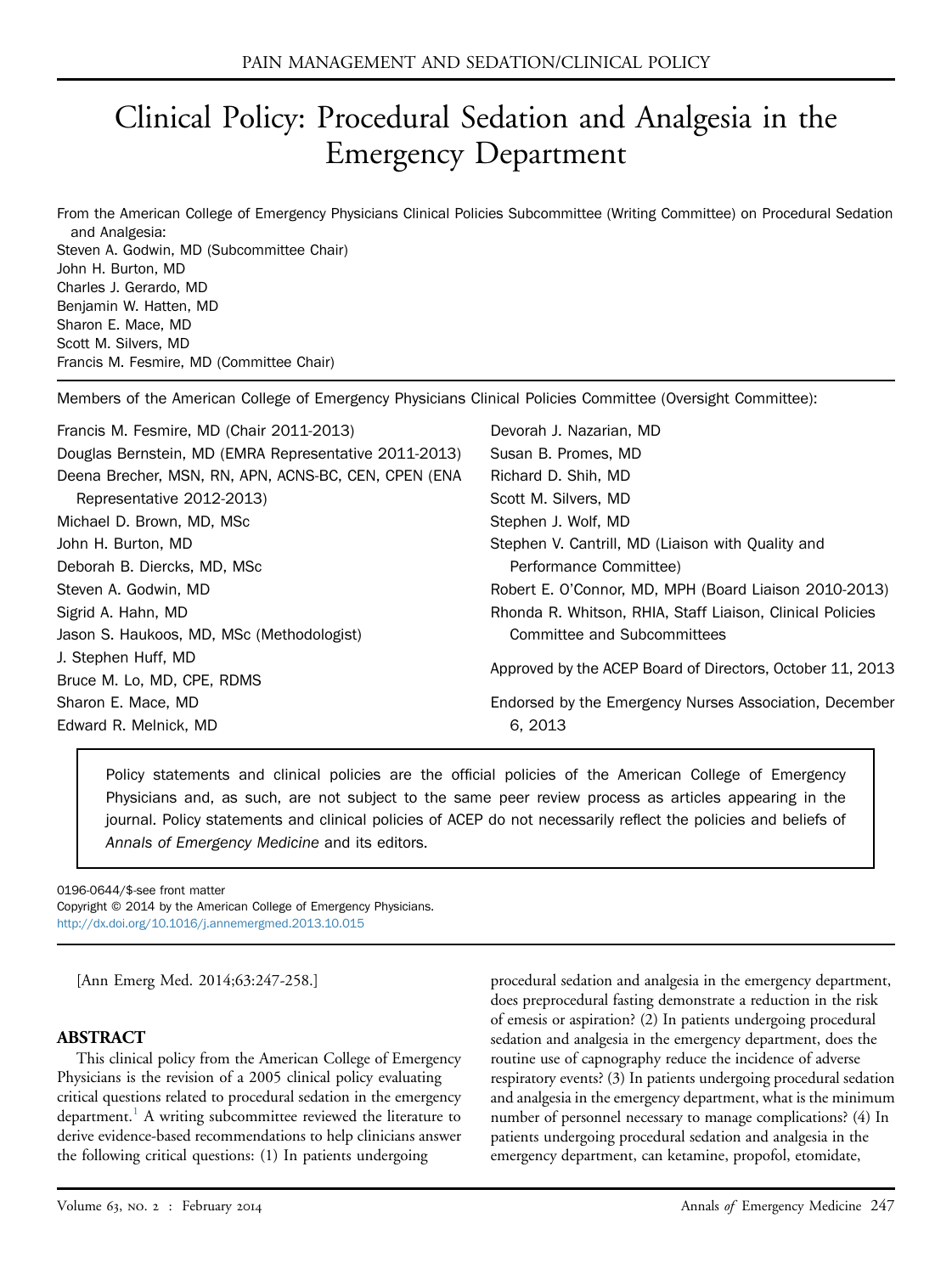# Clinical Policy: Procedural Sedation and Analgesia in the Emergency Department

From the American College of Emergency Physicians Clinical Policies Subcommittee (Writing Committee) on Procedural Sedation and Analgesia:

Steven A. Godwin, MD (Subcommittee Chair)
John H. Burton, MD
Charles J. Gerardo, MD
Benjamin W. Hatten, MD
Sharon E. Mace, MD
Scott M. Silvers, MD
Francis M. Fesmire, MD (Committee Chair)

Members of the American College of Emergency Physicians Clinical Policies Committee (Oversight Committee):

Francis M. Fesmire, MD (Chair 2011-2013)
Douglas Bernstein, MD (EMRA Representative 2011-2013)
Deena Brecher, MSN, RN, APN, ACNS-BC, CEN, CPEN (ENA Representative 2012-2013)
Michael D. Brown, MD, MSc
John H. Burton, MD
Deborah B. Diercks, MD, MSc
Steven A. Godwin, MD
Sigrid A. Hahn, MD
Jason S. Haukoos, MD, MSc (Methodologist)
J. Stephen Huff, MD
Bruce M. Lo, MD, CPE, RDMS
Sharon E. Mace, MD
Edward R. Melnick, MD
Devorah J. Nazarian, MD
Susan B. Promes, MD
Richard D. Shih, MD
Scott M. Silvers, MD
Stephen J. Wolf, MD
Stephen V. Cantrill, MD (Liaison with Quality and Performance Committee)
Robert E. O'Connor, MD, MPH (Board Liaison 2010-2013)
Rhonda R. Whitson, RHIA, Staff Liaison, Clinical Policies Committee and Subcommittees

Approved by the ACEP Board of Directors, October 11, 2013

Endorsed by the Emergency Nurses Association, December 6, 2013

> Policy statements and clinical policies are the official policies of the American College of Emergency Physicians and, as such, are not subject to the same peer review process as articles appearing in the journal. Policy statements and clinical policies of ACEP do not necessarily reflect the policies and beliefs of *Annals of Emergency Medicine* and its editors.

0196-0644/$-see front matter
Copyright © 2014 by the American College of Emergency Physicians.
http://dx.doi.org/10.1016/j.annemergmed.2013.10.015

[Ann Emerg Med. 2014;63:247-258.]

## ABSTRACT

This clinical policy from the American College of Emergency Physicians is the revision of a 2005 clinical policy evaluating critical questions related to procedural sedation in the emergency department.[1] A writing subcommittee reviewed the literature to derive evidence-based recommendations to help clinicians answer the following critical questions: (1) In patients undergoing procedural sedation and analgesia in the emergency department, does preprocedural fasting demonstrate a reduction in the risk of emesis or aspiration? (2) In patients undergoing procedural sedation and analgesia in the emergency department, does the routine use of capnography reduce the incidence of adverse respiratory events? (3) In patients undergoing procedural sedation and analgesia in the emergency department, what is the minimum number of personnel necessary to manage complications? (4) In patients undergoing procedural sedation and analgesia in the emergency department, can ketamine, propofol, etomidate,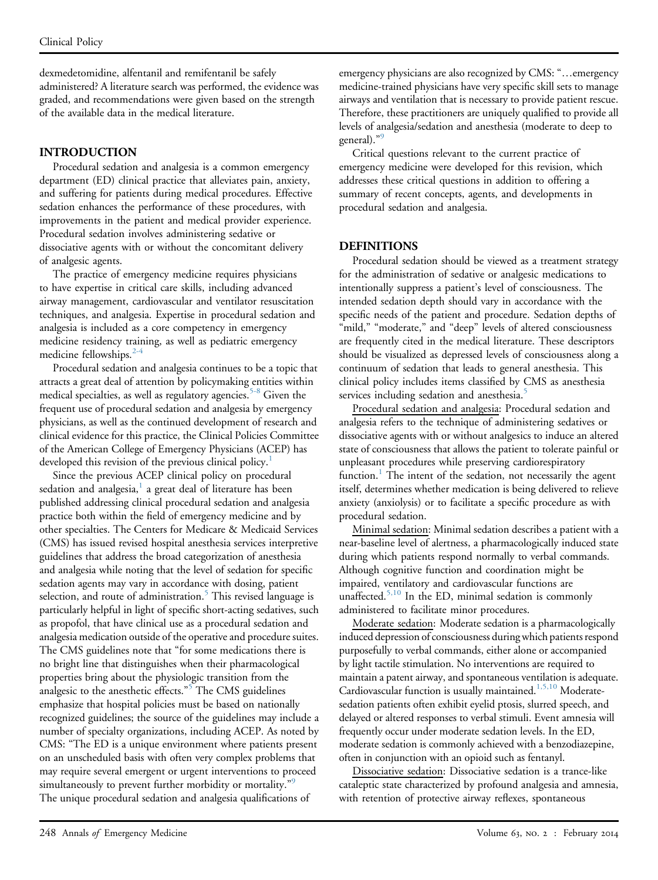dexmedetomidine, alfentanil and remifentanil be safely administered? A literature search was performed, the evidence was graded, and recommendations were given based on the strength of the available data in the medical literature.

## INTRODUCTION

Procedural sedation and analgesia is a common emergency department (ED) clinical practice that alleviates pain, anxiety, and suffering for patients during medical procedures. Effective sedation enhances the performance of these procedures, with improvements in the patient and medical provider experience. Procedural sedation involves administering sedative or dissociative agents with or without the concomitant delivery of analgesic agents.

The practice of emergency medicine requires physicians to have expertise in critical care skills, including advanced airway management, cardiovascular and ventilator resuscitation techniques, and analgesia. Expertise in procedural sedation and analgesia is included as a core competency in emergency medicine residency training, as well as pediatric emergency medicine fellowships.[2-4]

Procedural sedation and analgesia continues to be a topic that attracts a great deal of attention by policymaking entities within medical specialties, as well as regulatory agencies.[5-8] Given the frequent use of procedural sedation and analgesia by emergency physicians, as well as the continued development of research and clinical evidence for this practice, the Clinical Policies Committee of the American College of Emergency Physicians (ACEP) has developed this revision of the previous clinical policy.[1]

Since the previous ACEP clinical policy on procedural sedation and analgesia,[1] a great deal of literature has been published addressing clinical procedural sedation and analgesia practice both within the field of emergency medicine and by other specialties. The Centers for Medicare & Medicaid Services (CMS) has issued revised hospital anesthesia services interpretive guidelines that address the broad categorization of anesthesia and analgesia while noting that the level of sedation for specific sedation agents may vary in accordance with dosing, patient selection, and route of administration.[5] This revised language is particularly helpful in light of specific short-acting sedatives, such as propofol, that have clinical use as a procedural sedation and analgesia medication outside of the operative and procedure suites. The CMS guidelines note that "for some medications there is no bright line that distinguishes when their pharmacological properties bring about the physiologic transition from the analgesic to the anesthetic effects."[5] The CMS guidelines emphasize that hospital policies must be based on nationally recognized guidelines; the source of the guidelines may include a number of specialty organizations, including ACEP. As noted by CMS: "The ED is a unique environment where patients present on an unscheduled basis with often very complex problems that may require several emergent or urgent interventions to proceed simultaneously to prevent further morbidity or mortality."[9] The unique procedural sedation and analgesia qualifications of emergency physicians are also recognized by CMS: "…emergency medicine-trained physicians have very specific skill sets to manage airways and ventilation that is necessary to provide patient rescue. Therefore, these practitioners are uniquely qualified to provide all levels of analgesia/sedation and anesthesia (moderate to deep to general)."[9]

Critical questions relevant to the current practice of emergency medicine were developed for this revision, which addresses these critical questions in addition to offering a summary of recent concepts, agents, and developments in procedural sedation and analgesia.

## DEFINITIONS

Procedural sedation should be viewed as a treatment strategy for the administration of sedative or analgesic medications to intentionally suppress a patient's level of consciousness. The intended sedation depth should vary in accordance with the specific needs of the patient and procedure. Sedation depths of "mild," "moderate," and "deep" levels of altered consciousness are frequently cited in the medical literature. These descriptors should be visualized as depressed levels of consciousness along a continuum of sedation that leads to general anesthesia. This clinical policy includes items classified by CMS as anesthesia services including sedation and anesthesia.[5]

Procedural sedation and analgesia: Procedural sedation and analgesia refers to the technique of administering sedatives or dissociative agents with or without analgesics to induce an altered state of consciousness that allows the patient to tolerate painful or unpleasant procedures while preserving cardiorespiratory function.[1] The intent of the sedation, not necessarily the agent itself, determines whether medication is being delivered to relieve anxiety (anxiolysis) or to facilitate a specific procedure as with procedural sedation.

Minimal sedation: Minimal sedation describes a patient with a near-baseline level of alertness, a pharmacologically induced state during which patients respond normally to verbal commands. Although cognitive function and coordination might be impaired, ventilatory and cardiovascular functions are unaffected.[5,10] In the ED, minimal sedation is commonly administered to facilitate minor procedures.

Moderate sedation: Moderate sedation is a pharmacologically induced depression of consciousness during which patients respond purposefully to verbal commands, either alone or accompanied by light tactile stimulation. No interventions are required to maintain a patent airway, and spontaneous ventilation is adequate. Cardiovascular function is usually maintained.[1,5,10] Moderate-sedation patients often exhibit eyelid ptosis, slurred speech, and delayed or altered responses to verbal stimuli. Event amnesia will frequently occur under moderate sedation levels. In the ED, moderate sedation is commonly achieved with a benzodiazepine, often in conjunction with an opioid such as fentanyl.

Dissociative sedation: Dissociative sedation is a trance-like cataleptic state characterized by profound analgesia and amnesia, with retention of protective airway reflexes, spontaneous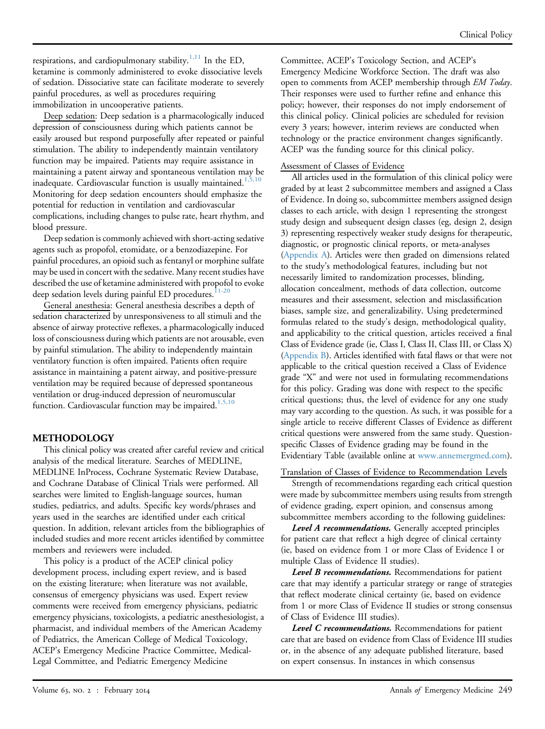respirations, and cardiopulmonary stability.[1,11] In the ED, ketamine is commonly administered to evoke dissociative levels of sedation. Dissociative state can facilitate moderate to severely painful procedures, as well as procedures requiring immobilization in uncooperative patients.

Deep sedation: Deep sedation is a pharmacologically induced depression of consciousness during which patients cannot be easily aroused but respond purposefully after repeated or painful stimulation. The ability to independently maintain ventilatory function may be impaired. Patients may require assistance in maintaining a patent airway and spontaneous ventilation may be inadequate. Cardiovascular function is usually maintained.[1,5,10] Monitoring for deep sedation encounters should emphasize the potential for reduction in ventilation and cardiovascular complications, including changes to pulse rate, heart rhythm, and blood pressure.

Deep sedation is commonly achieved with short-acting sedative agents such as propofol, etomidate, or a benzodiazepine. For painful procedures, an opioid such as fentanyl or morphine sulfate may be used in concert with the sedative. Many recent studies have described the use of ketamine administered with propofol to evoke deep sedation levels during painful ED procedures.[11-20]

General anesthesia: General anesthesia describes a depth of sedation characterized by unresponsiveness to all stimuli and the absence of airway protective reflexes, a pharmacologically induced loss of consciousness during which patients are not arousable, even by painful stimulation. The ability to independently maintain ventilatory function is often impaired. Patients often require assistance in maintaining a patent airway, and positive-pressure ventilation may be required because of depressed spontaneous ventilation or drug-induced depression of neuromuscular function. Cardiovascular function may be impaired.[1,5,10]

## METHODOLOGY

This clinical policy was created after careful review and critical analysis of the medical literature. Searches of MEDLINE, MEDLINE InProcess, Cochrane Systematic Review Database, and Cochrane Database of Clinical Trials were performed. All searches were limited to English-language sources, human studies, pediatrics, and adults. Specific key words/phrases and years used in the searches are identified under each critical question. In addition, relevant articles from the bibliographies of included studies and more recent articles identified by committee members and reviewers were included.

This policy is a product of the ACEP clinical policy development process, including expert review, and is based on the existing literature; when literature was not available, consensus of emergency physicians was used. Expert review comments were received from emergency physicians, pediatric emergency physicians, toxicologists, a pediatric anesthesiologist, a pharmacist, and individual members of the American Academy of Pediatrics, the American College of Medical Toxicology, ACEP's Emergency Medicine Practice Committee, Medical-Legal Committee, and Pediatric Emergency Medicine Committee, ACEP's Toxicology Section, and ACEP's Emergency Medicine Workforce Section. The draft was also open to comments from ACEP membership through *EM Today*. Their responses were used to further refine and enhance this policy; however, their responses do not imply endorsement of this clinical policy. Clinical policies are scheduled for revision every 3 years; however, interim reviews are conducted when technology or the practice environment changes significantly. ACEP was the funding source for this clinical policy.

Assessment of Classes of Evidence

All articles used in the formulation of this clinical policy were graded by at least 2 subcommittee members and assigned a Class of Evidence. In doing so, subcommittee members assigned design classes to each article, with design 1 representing the strongest study design and subsequent design classes (eg, design 2, design 3) representing respectively weaker study designs for therapeutic, diagnostic, or prognostic clinical reports, or meta-analyses (Appendix A). Articles were then graded on dimensions related to the study's methodological features, including but not necessarily limited to randomization processes, blinding, allocation concealment, methods of data collection, outcome measures and their assessment, selection and misclassification biases, sample size, and generalizability. Using predetermined formulas related to the study's design, methodological quality, and applicability to the critical question, articles received a final Class of Evidence grade (ie, Class I, Class II, Class III, or Class X) (Appendix B). Articles identified with fatal flaws or that were not applicable to the critical question received a Class of Evidence grade "X" and were not used in formulating recommendations for this policy. Grading was done with respect to the specific critical questions; thus, the level of evidence for any one study may vary according to the question. As such, it was possible for a single article to receive different Classes of Evidence as different critical questions were answered from the same study. Question-specific Classes of Evidence grading may be found in the Evidentiary Table (available online at www.annemergmed.com).

Translation of Classes of Evidence to Recommendation Levels

Strength of recommendations regarding each critical question were made by subcommittee members using results from strength of evidence grading, expert opinion, and consensus among subcommittee members according to the following guidelines:

***Level A recommendations.*** Generally accepted principles for patient care that reflect a high degree of clinical certainty (ie, based on evidence from 1 or more Class of Evidence I or multiple Class of Evidence II studies).

***Level B recommendations.*** Recommendations for patient care that may identify a particular strategy or range of strategies that reflect moderate clinical certainty (ie, based on evidence from 1 or more Class of Evidence II studies or strong consensus of Class of Evidence III studies).

***Level C recommendations.*** Recommendations for patient care that are based on evidence from Class of Evidence III studies or, in the absence of any adequate published literature, based on expert consensus. In instances in which consensus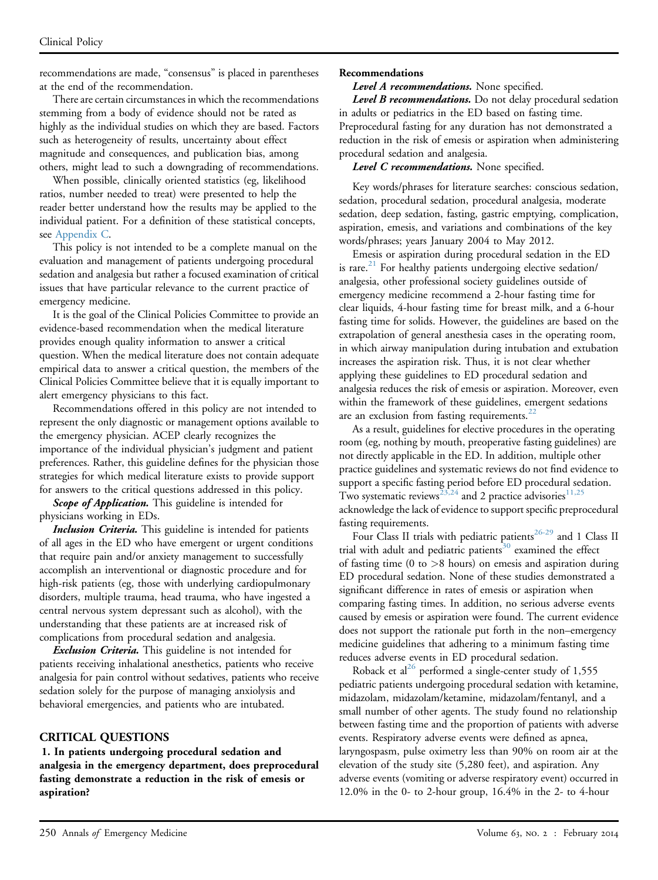recommendations are made, "consensus" is placed in parentheses at the end of the recommendation.

There are certain circumstances in which the recommendations stemming from a body of evidence should not be rated as highly as the individual studies on which they are based. Factors such as heterogeneity of results, uncertainty about effect magnitude and consequences, and publication bias, among others, might lead to such a downgrading of recommendations.

When possible, clinically oriented statistics (eg, likelihood ratios, number needed to treat) were presented to help the reader better understand how the results may be applied to the individual patient. For a definition of these statistical concepts, see Appendix C.

This policy is not intended to be a complete manual on the evaluation and management of patients undergoing procedural sedation and analgesia but rather a focused examination of critical issues that have particular relevance to the current practice of emergency medicine.

It is the goal of the Clinical Policies Committee to provide an evidence-based recommendation when the medical literature provides enough quality information to answer a critical question. When the medical literature does not contain adequate empirical data to answer a critical question, the members of the Clinical Policies Committee believe that it is equally important to alert emergency physicians to this fact.

Recommendations offered in this policy are not intended to represent the only diagnostic or management options available to the emergency physician. ACEP clearly recognizes the importance of the individual physician's judgment and patient preferences. Rather, this guideline defines for the physician those strategies for which medical literature exists to provide support for answers to the critical questions addressed in this policy.

***Scope of Application.*** This guideline is intended for physicians working in EDs.

***Inclusion Criteria.*** This guideline is intended for patients of all ages in the ED who have emergent or urgent conditions that require pain and/or anxiety management to successfully accomplish an interventional or diagnostic procedure and for high-risk patients (eg, those with underlying cardiopulmonary disorders, multiple trauma, head trauma, who have ingested a central nervous system depressant such as alcohol), with the understanding that these patients are at increased risk of complications from procedural sedation and analgesia.

***Exclusion Criteria.*** This guideline is not intended for patients receiving inhalational anesthetics, patients who receive analgesia for pain control without sedatives, patients who receive sedation solely for the purpose of managing anxiolysis and behavioral emergencies, and patients who are intubated.

## CRITICAL QUESTIONS

**1. In patients undergoing procedural sedation and analgesia in the emergency department, does preprocedural fasting demonstrate a reduction in the risk of emesis or aspiration?**

**Recommendations**

***Level A recommendations.*** None specified.

***Level B recommendations.*** Do not delay procedural sedation in adults or pediatrics in the ED based on fasting time. Preprocedural fasting for any duration has not demonstrated a reduction in the risk of emesis or aspiration when administering procedural sedation and analgesia.

***Level C recommendations.*** None specified.

Key words/phrases for literature searches: conscious sedation, sedation, procedural sedation, procedural analgesia, moderate sedation, deep sedation, fasting, gastric emptying, complication, aspiration, emesis, and variations and combinations of the key words/phrases; years January 2004 to May 2012.

Emesis or aspiration during procedural sedation in the ED is rare.[21] For healthy patients undergoing elective sedation/analgesia, other professional society guidelines outside of emergency medicine recommend a 2-hour fasting time for clear liquids, 4-hour fasting time for breast milk, and a 6-hour fasting time for solids. However, the guidelines are based on the extrapolation of general anesthesia cases in the operating room, in which airway manipulation during intubation and extubation increases the aspiration risk. Thus, it is not clear whether applying these guidelines to ED procedural sedation and analgesia reduces the risk of emesis or aspiration. Moreover, even within the framework of these guidelines, emergent sedations are an exclusion from fasting requirements.[22]

As a result, guidelines for elective procedures in the operating room (eg, nothing by mouth, preoperative fasting guidelines) are not directly applicable in the ED. In addition, multiple other practice guidelines and systematic reviews do not find evidence to support a specific fasting period before ED procedural sedation. Two systematic reviews[23,24] and 2 practice advisories[11,25] acknowledge the lack of evidence to support specific preprocedural fasting requirements.

Four Class II trials with pediatric patients[26-29] and 1 Class II trial with adult and pediatric patients[30] examined the effect of fasting time (0 to >8 hours) on emesis and aspiration during ED procedural sedation. None of these studies demonstrated a significant difference in rates of emesis or aspiration when comparing fasting times. In addition, no serious adverse events caused by emesis or aspiration were found. The current evidence does not support the rationale put forth in the non–emergency medicine guidelines that adhering to a minimum fasting time reduces adverse events in ED procedural sedation.

Roback et al[26] performed a single-center study of 1,555 pediatric patients undergoing procedural sedation with ketamine, midazolam, midazolam/ketamine, midazolam/fentanyl, and a small number of other agents. The study found no relationship between fasting time and the proportion of patients with adverse events. Respiratory adverse events were defined as apnea, laryngospasm, pulse oximetry less than 90% on room air at the elevation of the study site (5,280 feet), and aspiration. Any adverse events (vomiting or adverse respiratory event) occurred in 12.0% in the 0- to 2-hour group, 16.4% in the 2- to 4-hour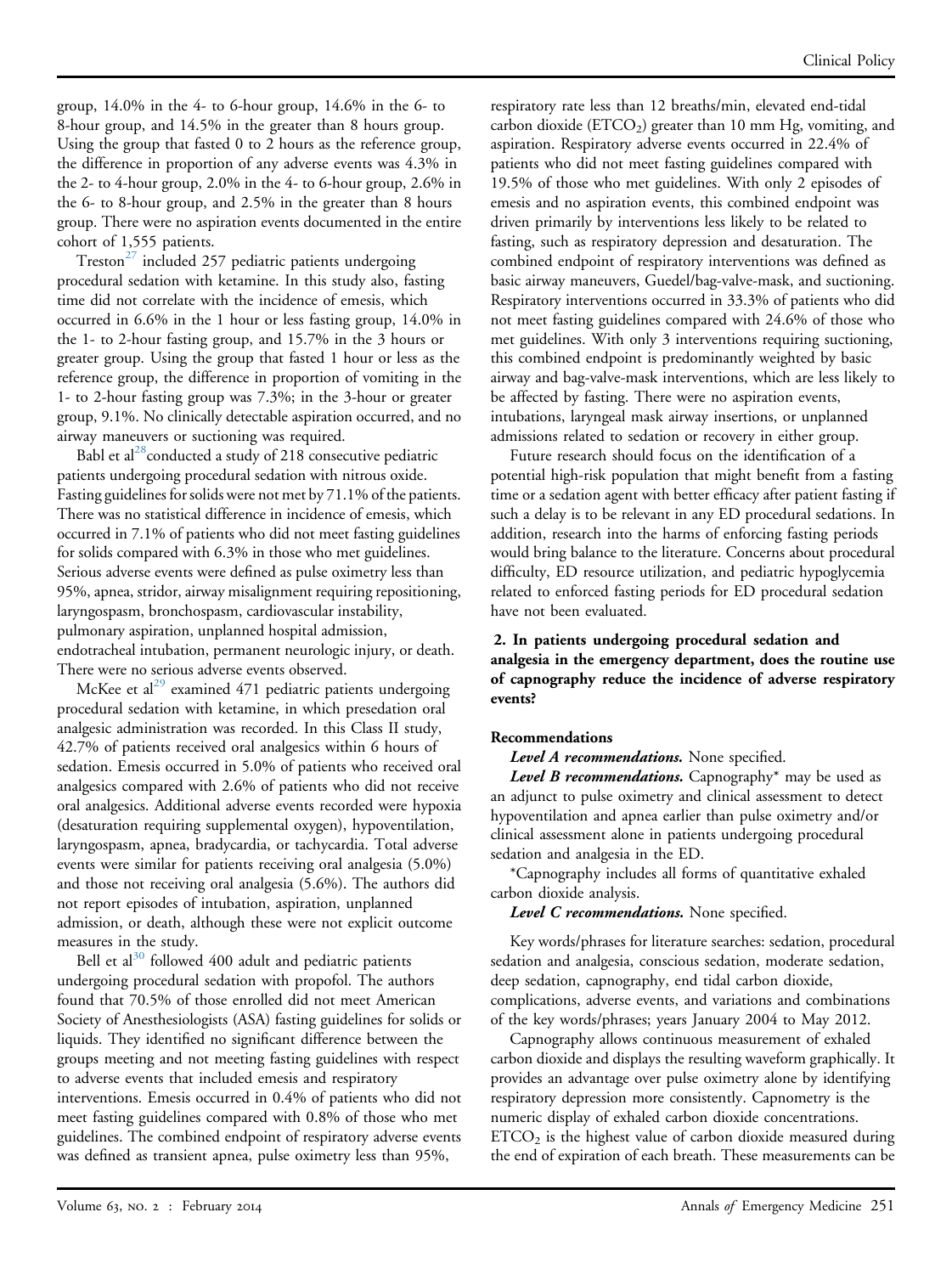group, 14.0% in the 4- to 6-hour group, 14.6% in the 6- to 8-hour group, and 14.5% in the greater than 8 hours group. Using the group that fasted 0 to 2 hours as the reference group, the difference in proportion of any adverse events was 4.3% in the 2- to 4-hour group, 2.0% in the 4- to 6-hour group, 2.6% in the 6- to 8-hour group, and 2.5% in the greater than 8 hours group. There were no aspiration events documented in the entire cohort of 1,555 patients.

Treston[27] included 257 pediatric patients undergoing procedural sedation with ketamine. In this study also, fasting time did not correlate with the incidence of emesis, which occurred in 6.6% in the 1 hour or less fasting group, 14.0% in the 1- to 2-hour fasting group, and 15.7% in the 3 hours or greater group. Using the group that fasted 1 hour or less as the reference group, the difference in proportion of vomiting in the 1- to 2-hour fasting group was 7.3%; in the 3-hour or greater group, 9.1%. No clinically detectable aspiration occurred, and no airway maneuvers or suctioning was required.

Babl et al[28] conducted a study of 218 consecutive pediatric patients undergoing procedural sedation with nitrous oxide. Fasting guidelines for solids were not met by 71.1% of the patients. There was no statistical difference in incidence of emesis, which occurred in 7.1% of patients who did not meet fasting guidelines for solids compared with 6.3% in those who met guidelines. Serious adverse events were defined as pulse oximetry less than 95%, apnea, stridor, airway misalignment requiring repositioning, laryngospasm, bronchospasm, cardiovascular instability, pulmonary aspiration, unplanned hospital admission, endotracheal intubation, permanent neurologic injury, or death. There were no serious adverse events observed.

McKee et al[29] examined 471 pediatric patients undergoing procedural sedation with ketamine, in which presedation oral analgesic administration was recorded. In this Class II study, 42.7% of patients received oral analgesics within 6 hours of sedation. Emesis occurred in 5.0% of patients who received oral analgesics compared with 2.6% of patients who did not receive oral analgesics. Additional adverse events recorded were hypoxia (desaturation requiring supplemental oxygen), hypoventilation, laryngospasm, apnea, bradycardia, or tachycardia. Total adverse events were similar for patients receiving oral analgesia (5.0%) and those not receiving oral analgesia (5.6%). The authors did not report episodes of intubation, aspiration, unplanned admission, or death, although these were not explicit outcome measures in the study.

Bell et al[30] followed 400 adult and pediatric patients undergoing procedural sedation with propofol. The authors found that 70.5% of those enrolled did not meet American Society of Anesthesiologists (ASA) fasting guidelines for solids or liquids. They identified no significant difference between the groups meeting and not meeting fasting guidelines with respect to adverse events that included emesis and respiratory interventions. Emesis occurred in 0.4% of patients who did not meet fasting guidelines compared with 0.8% of those who met guidelines. The combined endpoint of respiratory adverse events was defined as transient apnea, pulse oximetry less than 95%, respiratory rate less than 12 breaths/min, elevated end-tidal carbon dioxide ($ETCO_2$) greater than 10 mm Hg, vomiting, and aspiration. Respiratory adverse events occurred in 22.4% of patients who did not meet fasting guidelines compared with 19.5% of those who met guidelines. With only 2 episodes of emesis and no aspiration events, this combined endpoint was driven primarily by interventions less likely to be related to fasting, such as respiratory depression and desaturation. The combined endpoint of respiratory interventions was defined as basic airway maneuvers, Guedel/bag-valve-mask, and suctioning. Respiratory interventions occurred in 33.3% of patients who did not meet fasting guidelines compared with 24.6% of those who met guidelines. With only 3 interventions requiring suctioning, this combined endpoint is predominantly weighted by basic airway and bag-valve-mask interventions, which are less likely to be affected by fasting. There were no aspiration events, intubations, laryngeal mask airway insertions, or unplanned admissions related to sedation or recovery in either group.

Future research should focus on the identification of a potential high-risk population that might benefit from a fasting time or a sedation agent with better efficacy after patient fasting if such a delay is to be relevant in any ED procedural sedations. In addition, research into the harms of enforcing fasting periods would bring balance to the literature. Concerns about procedural difficulty, ED resource utilization, and pediatric hypoglycemia related to enforced fasting periods for ED procedural sedation have not been evaluated.

### 2. In patients undergoing procedural sedation and analgesia in the emergency department, does the routine use of capnography reduce the incidence of adverse respiratory events?

#### Recommendations

***Level A recommendations.*** None specified.

***Level B recommendations.*** Capnography* may be used as an adjunct to pulse oximetry and clinical assessment to detect hypoventilation and apnea earlier than pulse oximetry and/or clinical assessment alone in patients undergoing procedural sedation and analgesia in the ED.

*Capnography includes all forms of quantitative exhaled carbon dioxide analysis.

***Level C recommendations.*** None specified.

Key words/phrases for literature searches: sedation, procedural sedation and analgesia, conscious sedation, moderate sedation, deep sedation, capnography, end tidal carbon dioxide, complications, adverse events, and variations and combinations of the key words/phrases; years January 2004 to May 2012.

Capnography allows continuous measurement of exhaled carbon dioxide and displays the resulting waveform graphically. It provides an advantage over pulse oximetry alone by identifying respiratory depression more consistently. Capnometry is the numeric display of exhaled carbon dioxide concentrations. $ETCO_2$ is the highest value of carbon dioxide measured during the end of expiration of each breath. These measurements can be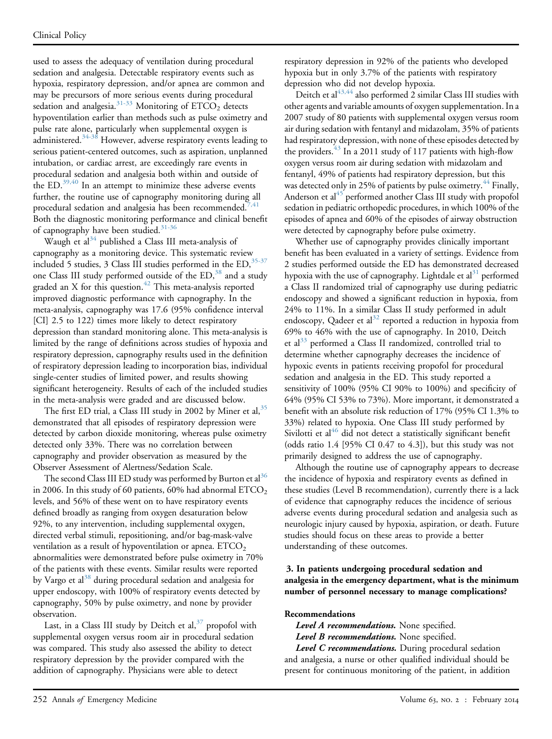used to assess the adequacy of ventilation during procedural sedation and analgesia. Detectable respiratory events such as hypoxia, respiratory depression, and/or apnea are common and may be precursors of more serious events during procedural sedation and analgesia.[31-33] Monitoring of $ETCO_2$ detects hypoventilation earlier than methods such as pulse oximetry and pulse rate alone, particularly when supplemental oxygen is administered.[34-38] However, adverse respiratory events leading to serious patient-centered outcomes, such as aspiration, unplanned intubation, or cardiac arrest, are exceedingly rare events in procedural sedation and analgesia both within and outside of the ED.[39,40] In an attempt to minimize these adverse events further, the routine use of capnography monitoring during all procedural sedation and analgesia has been recommended.[7,41] Both the diagnostic monitoring performance and clinical benefit of capnography have been studied.[31-36]

Waugh et al[34] published a Class III meta-analysis of capnography as a monitoring device. This systematic review included 5 studies, 3 Class III studies performed in the ED,[35-37] one Class III study performed outside of the ED,[38] and a study graded an X for this question.[42] This meta-analysis reported improved diagnostic performance with capnography. In the meta-analysis, capnography was 17.6 (95% confidence interval [CI] 2.5 to 122) times more likely to detect respiratory depression than standard monitoring alone. This meta-analysis is limited by the range of definitions across studies of hypoxia and respiratory depression, capnography results used in the definition of respiratory depression leading to incorporation bias, individual single-center studies of limited power, and results showing significant heterogeneity. Results of each of the included studies in the meta-analysis were graded and are discussed below.

The first ED trial, a Class III study in 2002 by Miner et al,[35] demonstrated that all episodes of respiratory depression were detected by carbon dioxide monitoring, whereas pulse oximetry detected only 33%. There was no correlation between capnography and provider observation as measured by the Observer Assessment of Alertness/Sedation Scale.

The second Class III ED study was performed by Burton et al[36] in 2006. In this study of 60 patients, 60% had abnormal $ETCO_2$ levels, and 56% of these went on to have respiratory events defined broadly as ranging from oxygen desaturation below 92%, to any intervention, including supplemental oxygen, directed verbal stimuli, repositioning, and/or bag-mask-valve ventilation as a result of hypoventilation or apnea. $ETCO_2$ abnormalities were demonstrated before pulse oximetry in 70% of the patients with these events. Similar results were reported by Vargo et al[38] during procedural sedation and analgesia for upper endoscopy, with 100% of respiratory events detected by capnography, 50% by pulse oximetry, and none by provider observation.

Last, in a Class III study by Deitch et al,[37] propofol with supplemental oxygen versus room air in procedural sedation was compared. This study also assessed the ability to detect respiratory depression by the provider compared with the addition of capnography. Physicians were able to detect respiratory depression in 92% of the patients who developed hypoxia but in only 3.7% of the patients with respiratory depression who did not develop hypoxia.

Deitch et al[43,44] also performed 2 similar Class III studies with other agents and variable amounts of oxygen supplementation. In a 2007 study of 80 patients with supplemental oxygen versus room air during sedation with fentanyl and midazolam, 35% of patients had respiratory depression, with none of these episodes detected by the providers.[43] In a 2011 study of 117 patients with high-flow oxygen versus room air during sedation with midazolam and fentanyl, 49% of patients had respiratory depression, but this was detected only in 25% of patients by pulse oximetry.[44] Finally, Anderson et al[45] performed another Class III study with propofol sedation in pediatric orthopedic procedures, in which 100% of the episodes of apnea and 60% of the episodes of airway obstruction were detected by capnography before pulse oximetry.

Whether use of capnography provides clinically important benefit has been evaluated in a variety of settings. Evidence from 2 studies performed outside the ED has demonstrated decreased hypoxia with the use of capnography. Lightdale et al[31] performed a Class II randomized trial of capnography use during pediatric endoscopy and showed a significant reduction in hypoxia, from 24% to 11%. In a similar Class II study performed in adult endoscopy, Qadeer et al[32] reported a reduction in hypoxia from 69% to 46% with the use of capnography. In 2010, Deitch et al[33] performed a Class II randomized, controlled trial to determine whether capnography decreases the incidence of hypoxic events in patients receiving propofol for procedural sedation and analgesia in the ED. This study reported a sensitivity of 100% (95% CI 90% to 100%) and specificity of 64% (95% CI 53% to 73%). More important, it demonstrated a benefit with an absolute risk reduction of 17% (95% CI 1.3% to 33%) related to hypoxia. One Class III study performed by Sivilotti et al[46] did not detect a statistically significant benefit (odds ratio 1.4 [95% CI 0.47 to 4.3]), but this study was not primarily designed to address the use of capnography.

Although the routine use of capnography appears to decrease the incidence of hypoxia and respiratory events as defined in these studies (Level B recommendation), currently there is a lack of evidence that capnography reduces the incidence of serious adverse events during procedural sedation and analgesia such as neurologic injury caused by hypoxia, aspiration, or death. Future studies should focus on these areas to provide a better understanding of these outcomes.

**3. In patients undergoing procedural sedation and analgesia in the emergency department, what is the minimum number of personnel necessary to manage complications?**

**Recommendations**

***Level A recommendations.*** None specified.

***Level B recommendations.*** None specified.

***Level C recommendations.*** During procedural sedation and analgesia, a nurse or other qualified individual should be present for continuous monitoring of the patient, in addition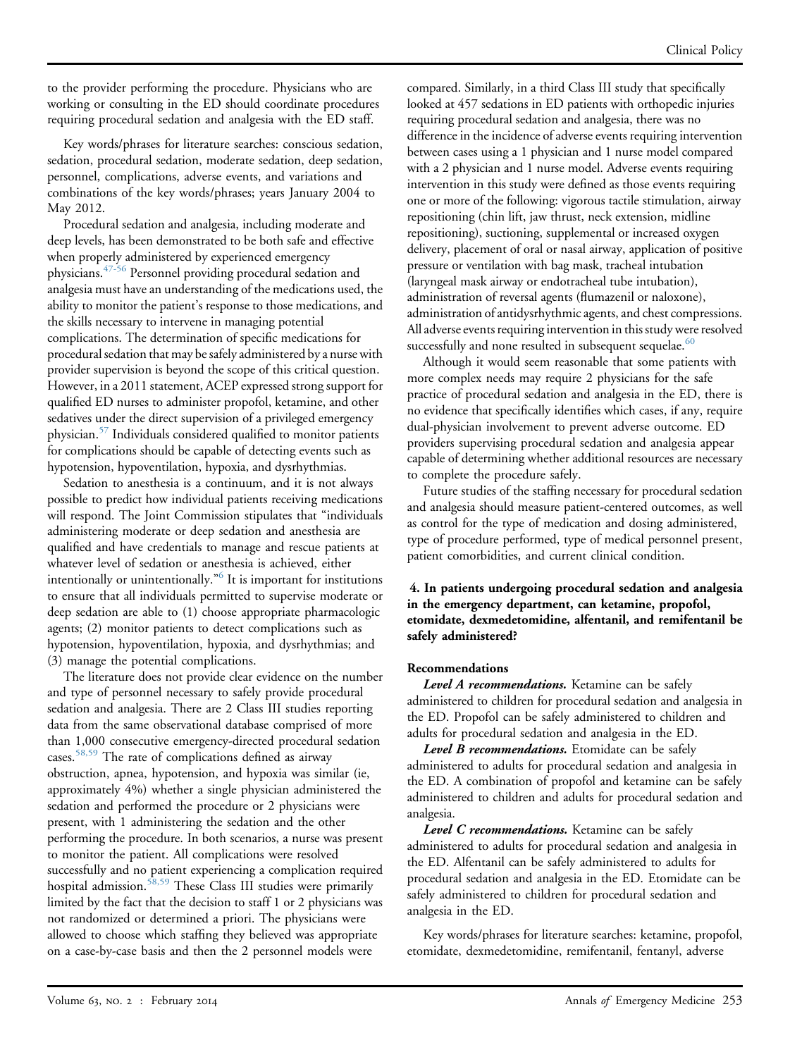to the provider performing the procedure. Physicians who are working or consulting in the ED should coordinate procedures requiring procedural sedation and analgesia with the ED staff.

Key words/phrases for literature searches: conscious sedation, sedation, procedural sedation, moderate sedation, deep sedation, personnel, complications, adverse events, and variations and combinations of the key words/phrases; years January 2004 to May 2012.

Procedural sedation and analgesia, including moderate and deep levels, has been demonstrated to be both safe and effective when properly administered by experienced emergency physicians.[47-56] Personnel providing procedural sedation and analgesia must have an understanding of the medications used, the ability to monitor the patient's response to those medications, and the skills necessary to intervene in managing potential complications. The determination of specific medications for procedural sedation that may be safely administered by a nurse with provider supervision is beyond the scope of this critical question. However, in a 2011 statement, ACEP expressed strong support for qualified ED nurses to administer propofol, ketamine, and other sedatives under the direct supervision of a privileged emergency physician.[57] Individuals considered qualified to monitor patients for complications should be capable of detecting events such as hypotension, hypoventilation, hypoxia, and dysrhythmias.

Sedation to anesthesia is a continuum, and it is not always possible to predict how individual patients receiving medications will respond. The Joint Commission stipulates that "individuals administering moderate or deep sedation and anesthesia are qualified and have credentials to manage and rescue patients at whatever level of sedation or anesthesia is achieved, either intentionally or unintentionally."[6] It is important for institutions to ensure that all individuals permitted to supervise moderate or deep sedation are able to (1) choose appropriate pharmacologic agents; (2) monitor patients to detect complications such as hypotension, hypoventilation, hypoxia, and dysrhythmias; and (3) manage the potential complications.

The literature does not provide clear evidence on the number and type of personnel necessary to safely provide procedural sedation and analgesia. There are 2 Class III studies reporting data from the same observational database comprised of more than 1,000 consecutive emergency-directed procedural sedation cases.[58,59] The rate of complications defined as airway obstruction, apnea, hypotension, and hypoxia was similar (ie, approximately 4%) whether a single physician administered the sedation and performed the procedure or 2 physicians were present, with 1 administering the sedation and the other performing the procedure. In both scenarios, a nurse was present to monitor the patient. All complications were resolved successfully and no patient experiencing a complication required hospital admission.[58,59] These Class III studies were primarily limited by the fact that the decision to staff 1 or 2 physicians was not randomized or determined a priori. The physicians were allowed to choose which staffing they believed was appropriate on a case-by-case basis and then the 2 personnel models were compared. Similarly, in a third Class III study that specifically looked at 457 sedations in ED patients with orthopedic injuries requiring procedural sedation and analgesia, there was no difference in the incidence of adverse events requiring intervention between cases using a 1 physician and 1 nurse model compared with a 2 physician and 1 nurse model. Adverse events requiring intervention in this study were defined as those events requiring one or more of the following: vigorous tactile stimulation, airway repositioning (chin lift, jaw thrust, neck extension, midline repositioning), suctioning, supplemental or increased oxygen delivery, placement of oral or nasal airway, application of positive pressure or ventilation with bag mask, tracheal intubation (laryngeal mask airway or endotracheal tube intubation), administration of reversal agents (flumazenil or naloxone), administration of antidysrhythmic agents, and chest compressions. All adverse events requiring intervention in this study were resolved successfully and none resulted in subsequent sequelae.[60]

Although it would seem reasonable that some patients with more complex needs may require 2 physicians for the safe practice of procedural sedation and analgesia in the ED, there is no evidence that specifically identifies which cases, if any, require dual-physician involvement to prevent adverse outcome. ED providers supervising procedural sedation and analgesia appear capable of determining whether additional resources are necessary to complete the procedure safely.

Future studies of the staffing necessary for procedural sedation and analgesia should measure patient-centered outcomes, as well as control for the type of medication and dosing administered, type of procedure performed, type of medical personnel present, patient comorbidities, and current clinical condition.

### 4. In patients undergoing procedural sedation and analgesia in the emergency department, can ketamine, propofol, etomidate, dexmedetomidine, alfentanil, and remifentanil be safely administered?

#### Recommendations

***Level A recommendations.*** Ketamine can be safely administered to children for procedural sedation and analgesia in the ED. Propofol can be safely administered to children and adults for procedural sedation and analgesia in the ED.

***Level B recommendations.*** Etomidate can be safely administered to adults for procedural sedation and analgesia in the ED. A combination of propofol and ketamine can be safely administered to children and adults for procedural sedation and analgesia.

***Level C recommendations.*** Ketamine can be safely administered to adults for procedural sedation and analgesia in the ED. Alfentanil can be safely administered to adults for procedural sedation and analgesia in the ED. Etomidate can be safely administered to children for procedural sedation and analgesia in the ED.

Key words/phrases for literature searches: ketamine, propofol, etomidate, dexmedetomidine, remifentanil, fentanyl, adverse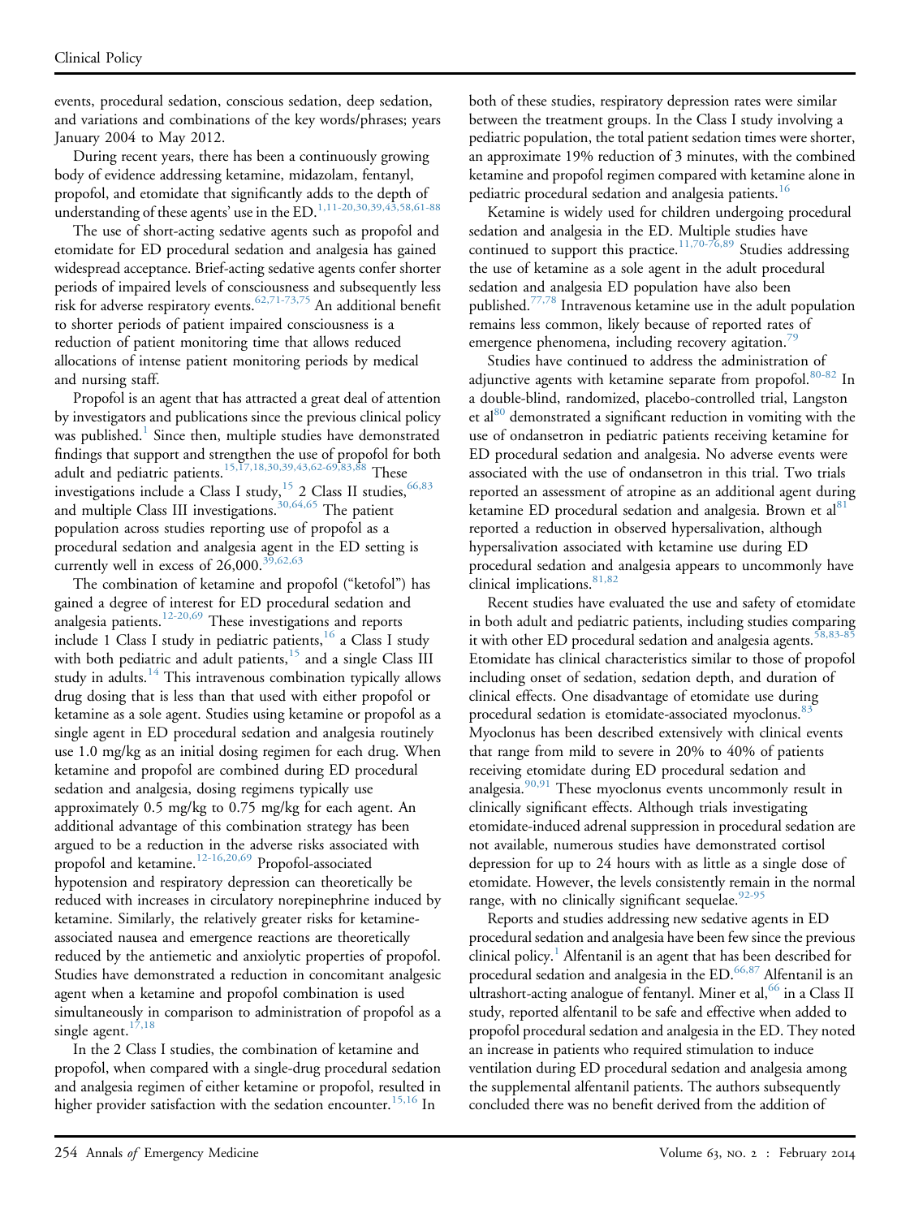events, procedural sedation, conscious sedation, deep sedation, and variations and combinations of the key words/phrases; years January 2004 to May 2012.

During recent years, there has been a continuously growing body of evidence addressing ketamine, midazolam, fentanyl, propofol, and etomidate that significantly adds to the depth of understanding of these agents' use in the ED.[1,11-20,30,39,43,58,61-88]

The use of short-acting sedative agents such as propofol and etomidate for ED procedural sedation and analgesia has gained widespread acceptance. Brief-acting sedative agents confer shorter periods of impaired levels of consciousness and subsequently less risk for adverse respiratory events.[62,71-73,75] An additional benefit to shorter periods of patient impaired consciousness is a reduction of patient monitoring time that allows reduced allocations of intense patient monitoring periods by medical and nursing staff.

Propofol is an agent that has attracted a great deal of attention by investigators and publications since the previous clinical policy was published.[1] Since then, multiple studies have demonstrated findings that support and strengthen the use of propofol for both adult and pediatric patients.[15,17,18,30,39,43,62-69,83,88] These investigations include a Class I study,[15] 2 Class II studies,[66,83] and multiple Class III investigations.[30,64,65] The patient population across studies reporting use of propofol as a procedural sedation and analgesia agent in the ED setting is currently well in excess of 26,000.[39,62,63]

The combination of ketamine and propofol ("ketofol") has gained a degree of interest for ED procedural sedation and analgesia patients.[12-20,69] These investigations and reports include 1 Class I study in pediatric patients,[16] a Class I study with both pediatric and adult patients,[15] and a single Class III study in adults.[14] This intravenous combination typically allows drug dosing that is less than that used with either propofol or ketamine as a sole agent. Studies using ketamine or propofol as a single agent in ED procedural sedation and analgesia routinely use 1.0 mg/kg as an initial dosing regimen for each drug. When ketamine and propofol are combined during ED procedural sedation and analgesia, dosing regimens typically use approximately 0.5 mg/kg to 0.75 mg/kg for each agent. An additional advantage of this combination strategy has been argued to be a reduction in the adverse risks associated with propofol and ketamine.[12-16,20,69] Propofol-associated hypotension and respiratory depression can theoretically be reduced with increases in circulatory norepinephrine induced by ketamine. Similarly, the relatively greater risks for ketamine-associated nausea and emergence reactions are theoretically reduced by the antiemetic and anxiolytic properties of propofol. Studies have demonstrated a reduction in concomitant analgesic agent when a ketamine and propofol combination is used simultaneously in comparison to administration of propofol as a single agent.[17,18]

In the 2 Class I studies, the combination of ketamine and propofol, when compared with a single-drug procedural sedation and analgesia regimen of either ketamine or propofol, resulted in higher provider satisfaction with the sedation encounter.[15,16] In both of these studies, respiratory depression rates were similar between the treatment groups. In the Class I study involving a pediatric population, the total patient sedation times were shorter, an approximate 19% reduction of 3 minutes, with the combined ketamine and propofol regimen compared with ketamine alone in pediatric procedural sedation and analgesia patients.[16]

Ketamine is widely used for children undergoing procedural sedation and analgesia in the ED. Multiple studies have continued to support this practice.[11,70-76,89] Studies addressing the use of ketamine as a sole agent in the adult procedural sedation and analgesia ED population have also been published.[77,78] Intravenous ketamine use in the adult population remains less common, likely because of reported rates of emergence phenomena, including recovery agitation.[79]

Studies have continued to address the administration of adjunctive agents with ketamine separate from propofol.[80-82] In a double-blind, randomized, placebo-controlled trial, Langston et al[80] demonstrated a significant reduction in vomiting with the use of ondansetron in pediatric patients receiving ketamine for ED procedural sedation and analgesia. No adverse events were associated with the use of ondansetron in this trial. Two trials reported an assessment of atropine as an additional agent during ketamine ED procedural sedation and analgesia. Brown et al[81] reported a reduction in observed hypersalivation, although hypersalivation associated with ketamine use during ED procedural sedation and analgesia appears to uncommonly have clinical implications.[81,82]

Recent studies have evaluated the use and safety of etomidate in both adult and pediatric patients, including studies comparing it with other ED procedural sedation and analgesia agents.[58,83-85] Etomidate has clinical characteristics similar to those of propofol including onset of sedation, sedation depth, and duration of clinical effects. One disadvantage of etomidate use during procedural sedation is etomidate-associated myoclonus.[83] Myoclonus has been described extensively with clinical events that range from mild to severe in 20% to 40% of patients receiving etomidate during ED procedural sedation and analgesia.[90,91] These myoclonus events uncommonly result in clinically significant effects. Although trials investigating etomidate-induced adrenal suppression in procedural sedation are not available, numerous studies have demonstrated cortisol depression for up to 24 hours with as little as a single dose of etomidate. However, the levels consistently remain in the normal range, with no clinically significant sequelae.[92-95]

Reports and studies addressing new sedative agents in ED procedural sedation and analgesia have been few since the previous clinical policy.[1] Alfentanil is an agent that has been described for procedural sedation and analgesia in the ED.[66,87] Alfentanil is an ultrashort-acting analogue of fentanyl. Miner et al,[66] in a Class II study, reported alfentanil to be safe and effective when added to propofol procedural sedation and analgesia in the ED. They noted an increase in patients who required stimulation to induce ventilation during ED procedural sedation and analgesia among the supplemental alfentanil patients. The authors subsequently concluded there was no benefit derived from the addition of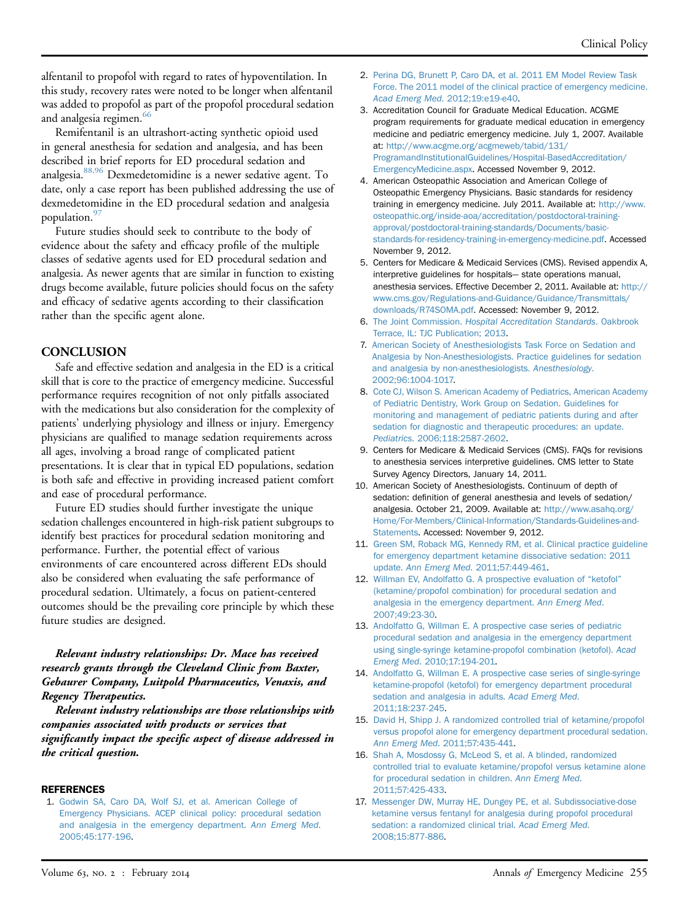alfentanil to propofol with regard to rates of hypoventilation. In this study, recovery rates were noted to be longer when alfentanil was added to propofol as part of the propofol procedural sedation and analgesia regimen.[66]

Remifentanil is an ultrashort-acting synthetic opioid used in general anesthesia for sedation and analgesia, and has been described in brief reports for ED procedural sedation and analgesia.[88,96] Dexmedetomidine is a newer sedative agent. To date, only a case report has been published addressing the use of dexmedetomidine in the ED procedural sedation and analgesia population.[97]

Future studies should seek to contribute to the body of evidence about the safety and efficacy profile of the multiple classes of sedative agents used for ED procedural sedation and analgesia. As newer agents that are similar in function to existing drugs become available, future policies should focus on the safety and efficacy of sedative agents according to their classification rather than the specific agent alone.

## CONCLUSION

Safe and effective sedation and analgesia in the ED is a critical skill that is core to the practice of emergency medicine. Successful performance requires recognition of not only pitfalls associated with the medications but also consideration for the complexity of patients' underlying physiology and illness or injury. Emergency physicians are qualified to manage sedation requirements across all ages, involving a broad range of complicated patient presentations. It is clear that in typical ED populations, sedation is both safe and effective in providing increased patient comfort and ease of procedural performance.

Future ED studies should further investigate the unique sedation challenges encountered in high-risk patient subgroups to identify best practices for procedural sedation monitoring and performance. Further, the potential effect of various environments of care encountered across different EDs should also be considered when evaluating the safe performance of procedural sedation. Ultimately, a focus on patient-centered outcomes should be the prevailing core principle by which these future studies are designed.

***Relevant industry relationships: Dr. Mace has received research grants through the Cleveland Clinic from Baxter, Gebaurer Company, Luitpold Pharmaceutics, Venaxis, and Regency Therapeutics.***

***Relevant industry relationships are those relationships with companies associated with products or services that significantly impact the specific aspect of disease addressed in the critical question.***

## REFERENCES

1. Godwin SA, Caro DA, Wolf SJ, et al. American College of Emergency Physicians. ACEP clinical policy: procedural sedation and analgesia in the emergency department. *Ann Emerg Med*. 2005;45:177-196.
2. Perina DG, Brunett P, Caro DA, et al. 2011 EM Model Review Task Force. The 2011 model of the clinical practice of emergency medicine. *Acad Emerg Med*. 2012;19:e19-e40.
3. Accreditation Council for Graduate Medical Education. ACGME program requirements for graduate medical education in emergency medicine and pediatric emergency medicine. July 1, 2007. Available at: http://www.acgme.org/acgmeweb/tabid/131/ProgramandInstitutionalGuidelines/Hospital-BasedAccreditation/EmergencyMedicine.aspx. Accessed November 9, 2012.
4. American Osteopathic Association and American College of Osteopathic Emergency Physicians. Basic standards for residency training in emergency medicine. July 2011. Available at: http://www.osteopathic.org/inside-aoa/accreditation/postdoctoral-training-approval/postdoctoral-training-standards/Documents/basic-standards-for-residency-training-in-emergency-medicine.pdf. Accessed November 9, 2012.
5. Centers for Medicare & Medicaid Services (CMS). Revised appendix A, interpretive guidelines for hospitals— state operations manual, anesthesia services. Effective December 2, 2011. Available at: http://www.cms.gov/Regulations-and-Guidance/Guidance/Transmittals/downloads/R74SOMA.pdf. Accessed: November 9, 2012.
6. The Joint Commission. *Hospital Accreditation Standards*. Oakbrook Terrace, IL: TJC Publication; 2013.
7. American Society of Anesthesiologists Task Force on Sedation and Analgesia by Non-Anesthesiologists. Practice guidelines for sedation and analgesia by non-anesthesiologists. *Anesthesiology*. 2002;96:1004-1017.
8. Cote CJ, Wilson S. American Academy of Pediatrics, American Academy of Pediatric Dentistry, Work Group on Sedation. Guidelines for monitoring and management of pediatric patients during and after sedation for diagnostic and therapeutic procedures: an update. *Pediatrics*. 2006;118:2587-2602.
9. Centers for Medicare & Medicaid Services (CMS). FAQs for revisions to anesthesia services interpretive guidelines. CMS letter to State Survey Agency Directors, January 14, 2011.
10. American Society of Anesthesiologists. Continuum of depth of sedation: definition of general anesthesia and levels of sedation/analgesia. October 21, 2009. Available at: http://www.asahq.org/Home/For-Members/Clinical-Information/Standards-Guidelines-and-Statements. Accessed: November 9, 2012.
11. Green SM, Roback MG, Kennedy RM, et al. Clinical practice guideline for emergency department ketamine dissociative sedation: 2011 update. *Ann Emerg Med*. 2011;57:449-461.
12. Willman EV, Andolfatto G. A prospective evaluation of "ketofol" (ketamine/propofol combination) for procedural sedation and analgesia in the emergency department. *Ann Emerg Med*. 2007;49:23-30.
13. Andolfatto G, Willman E. A prospective case series of pediatric procedural sedation and analgesia in the emergency department using single-syringe ketamine-propofol combination (ketofol). *Acad Emerg Med*. 2010;17:194-201.
14. Andolfatto G, Willman E. A prospective case series of single-syringe ketamine-propofol (ketofol) for emergency department procedural sedation and analgesia in adults. *Acad Emerg Med*. 2011;18:237-245.
15. David H, Shipp J. A randomized controlled trial of ketamine/propofol versus propofol alone for emergency department procedural sedation. *Ann Emerg Med*. 2011;57:435-441.
16. Shah A, Mosdossy G, McLeod S, et al. A blinded, randomized controlled trial to evaluate ketamine/propofol versus ketamine alone for procedural sedation in children. *Ann Emerg Med*. 2011;57:425-433.
17. Messenger DW, Murray HE, Dungey PE, et al. Subdissociative-dose ketamine versus fentanyl for analgesia during propofol procedural sedation: a randomized clinical trial. *Acad Emerg Med*. 2008;15:877-886.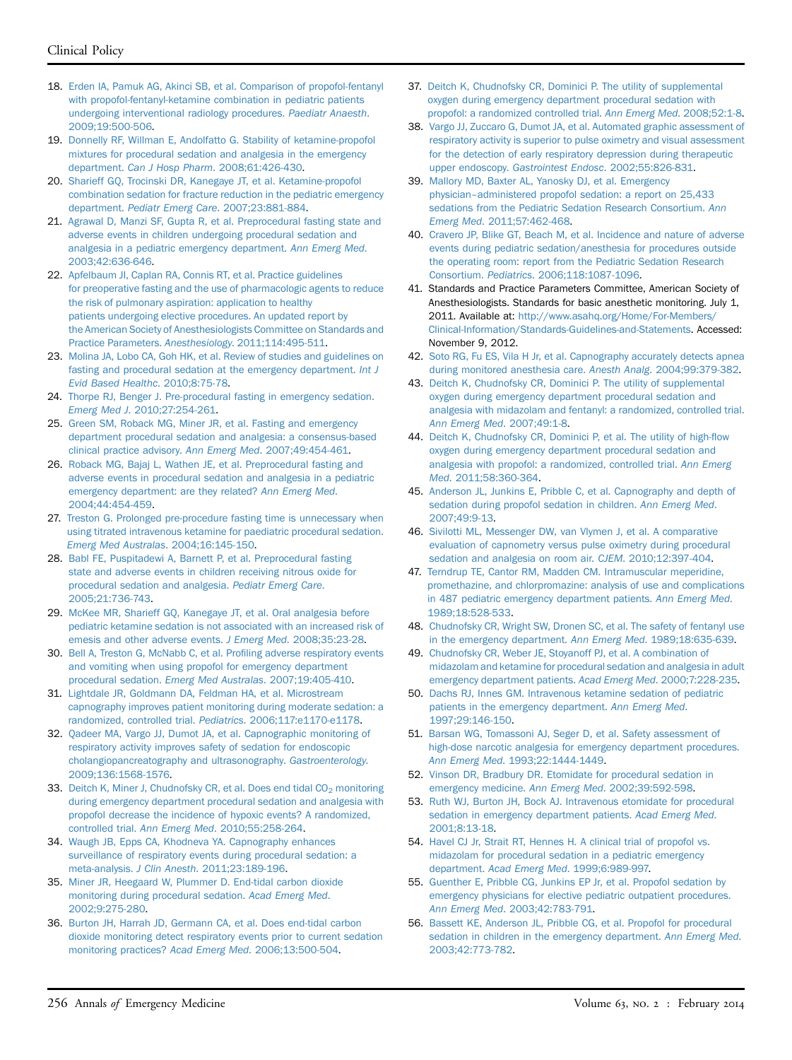18. Erden IA, Pamuk AG, Akinci SB, et al. Comparison of propofol-fentanyl with propofol-fentanyl-ketamine combination in pediatric patients undergoing interventional radiology procedures. *Paediatr Anaesth*. 2009;19:500-506.
19. Donnelly RF, Willman E, Andolfatto G. Stability of ketamine-propofol mixtures for procedural sedation and analgesia in the emergency department. *Can J Hosp Pharm*. 2008;61:426-430.
20. Sharieff GQ, Trocinski DR, Kanegaye JT, et al. Ketamine-propofol combination sedation for fracture reduction in the pediatric emergency department. *Pediatr Emerg Care*. 2007;23:881-884.
21. Agrawal D, Manzi SF, Gupta R, et al. Preprocedural fasting state and adverse events in children undergoing procedural sedation and analgesia in a pediatric emergency department. *Ann Emerg Med*. 2003;42:636-646.
22. Apfelbaum JI, Caplan RA, Connis RT, et al. Practice guidelines for preoperative fasting and the use of pharmacologic agents to reduce the risk of pulmonary aspiration: application to healthy patients undergoing elective procedures. An updated report by the American Society of Anesthesiologists Committee on Standards and Practice Parameters. *Anesthesiology*. 2011;114:495-511.
23. Molina JA, Lobo CA, Goh HK, et al. Review of studies and guidelines on fasting and procedural sedation at the emergency department. *Int J Evid Based Healthc*. 2010;8:75-78.
24. Thorpe RJ, Benger J. Pre-procedural fasting in emergency sedation. *Emerg Med J*. 2010;27:254-261.
25. Green SM, Roback MG, Miner JR, et al. Fasting and emergency department procedural sedation and analgesia: a consensus-based clinical practice advisory. *Ann Emerg Med*. 2007;49:454-461.
26. Roback MG, Bajaj L, Wathen JE, et al. Preprocedural fasting and adverse events in procedural sedation and analgesia in a pediatric emergency department: are they related? *Ann Emerg Med*. 2004;44:454-459.
27. Treston G. Prolonged pre-procedure fasting time is unnecessary when using titrated intravenous ketamine for paediatric procedural sedation. *Emerg Med Australas*. 2004;16:145-150.
28. Babl FE, Puspitadewi A, Barnett P, et al. Preprocedural fasting state and adverse events in children receiving nitrous oxide for procedural sedation and analgesia. *Pediatr Emerg Care*. 2005;21:736-743.
29. McKee MR, Sharieff GQ, Kanegaye JT, et al. Oral analgesia before pediatric ketamine sedation is not associated with an increased risk of emesis and other adverse events. *J Emerg Med*. 2008;35:23-28.
30. Bell A, Treston G, McNabb C, et al. Profiling adverse respiratory events and vomiting when using propofol for emergency department procedural sedation. *Emerg Med Australas*. 2007;19:405-410.
31. Lightdale JR, Goldmann DA, Feldman HA, et al. Microstream capnography improves patient monitoring during moderate sedation: a randomized, controlled trial. *Pediatrics*. 2006;117:e1170-e1178.
32. Qadeer MA, Vargo JJ, Dumot JA, et al. Capnographic monitoring of respiratory activity improves safety of sedation for endoscopic cholangiopancreatography and ultrasonography. *Gastroenterology*. 2009;136:1568-1576.
33. Deitch K, Miner J, Chudnofsky CR, et al. Does end tidal $CO_2$ monitoring during emergency department procedural sedation and analgesia with propofol decrease the incidence of hypoxic events? A randomized, controlled trial. *Ann Emerg Med*. 2010;55:258-264.
34. Waugh JB, Epps CA, Khodneva YA. Capnography enhances surveillance of respiratory events during procedural sedation: a meta-analysis. *J Clin Anesth*. 2011;23:189-196.
35. Miner JR, Heegaard W, Plummer D. End-tidal carbon dioxide monitoring during procedural sedation. *Acad Emerg Med*. 2002;9:275-280.
36. Burton JH, Harrah JD, Germann CA, et al. Does end-tidal carbon dioxide monitoring detect respiratory events prior to current sedation monitoring practices? *Acad Emerg Med*. 2006;13:500-504.
37. Deitch K, Chudnofsky CR, Dominici P. The utility of supplemental oxygen during emergency department procedural sedation with propofol: a randomized controlled trial. *Ann Emerg Med*. 2008;52:1-8.
38. Vargo JJ, Zuccaro G, Dumot JA, et al. Automated graphic assessment of respiratory activity is superior to pulse oximetry and visual assessment for the detection of early respiratory depression during therapeutic upper endoscopy. *Gastrointest Endosc*. 2002;55:826-831.
39. Mallory MD, Baxter AL, Yanosky DJ, et al. Emergency physician–administered propofol sedation: a report on 25,433 sedations from the Pediatric Sedation Research Consortium. *Ann Emerg Med*. 2011;57:462-468.
40. Cravero JP, Blike GT, Beach M, et al. Incidence and nature of adverse events during pediatric sedation/anesthesia for procedures outside the operating room: report from the Pediatric Sedation Research Consortium. *Pediatrics*. 2006;118:1087-1096.
41. Standards and Practice Parameters Committee, American Society of Anesthesiologists. Standards for basic anesthetic monitoring. July 1, 2011. Available at: http://www.asahq.org/Home/For-Members/Clinical-Information/Standards-Guidelines-and-Statements. Accessed: November 9, 2012.
42. Soto RG, Fu ES, Vila H Jr, et al. Capnography accurately detects apnea during monitored anesthesia care. *Anesth Analg*. 2004;99:379-382.
43. Deitch K, Chudnofsky CR, Dominici P. The utility of supplemental oxygen during emergency department procedural sedation and analgesia with midazolam and fentanyl: a randomized, controlled trial. *Ann Emerg Med*. 2007;49:1-8.
44. Deitch K, Chudnofsky CR, Dominici P, et al. The utility of high-flow oxygen during emergency department procedural sedation and analgesia with propofol: a randomized, controlled trial. *Ann Emerg Med*. 2011;58:360-364.
45. Anderson JL, Junkins E, Pribble C, et al. Capnography and depth of sedation during propofol sedation in children. *Ann Emerg Med*. 2007;49:9-13.
46. Sivilotti ML, Messenger DW, van Vlymen J, et al. A comparative evaluation of capnometry versus pulse oximetry during procedural sedation and analgesia on room air. *CJEM*. 2010;12:397-404.
47. Terndrup TE, Cantor RM, Madden CM. Intramuscular meperidine, promethazine, and chlorpromazine: analysis of use and complications in 487 pediatric emergency department patients. *Ann Emerg Med*. 1989;18:528-533.
48. Chudnofsky CR, Wright SW, Dronen SC, et al. The safety of fentanyl use in the emergency department. *Ann Emerg Med*. 1989;18:635-639.
49. Chudnofsky CR, Weber JE, Stoyanoff PJ, et al. A combination of midazolam and ketamine for procedural sedation and analgesia in adult emergency department patients. *Acad Emerg Med*. 2000;7:228-235.
50. Dachs RJ, Innes GM. Intravenous ketamine sedation of pediatric patients in the emergency department. *Ann Emerg Med*. 1997;29:146-150.
51. Barsan WG, Tomassoni AJ, Seger D, et al. Safety assessment of high-dose narcotic analgesia for emergency department procedures. *Ann Emerg Med*. 1993;22:1444-1449.
52. Vinson DR, Bradbury DR. Etomidate for procedural sedation in emergency medicine. *Ann Emerg Med*. 2002;39:592-598.
53. Ruth WJ, Burton JH, Bock AJ. Intravenous etomidate for procedural sedation in emergency department patients. *Acad Emerg Med*. 2001;8:13-18.
54. Havel CJ Jr, Strait RT, Hennes H. A clinical trial of propofol vs. midazolam for procedural sedation in a pediatric emergency department. *Acad Emerg Med*. 1999;6:989-997.
55. Guenther E, Pribble CG, Junkins EP Jr, et al. Propofol sedation by emergency physicians for elective pediatric outpatient procedures. *Ann Emerg Med*. 2003;42:783-791.
56. Bassett KE, Anderson JL, Pribble CG, et al. Propofol for procedural sedation in children in the emergency department. *Ann Emerg Med*. 2003;42:773-782.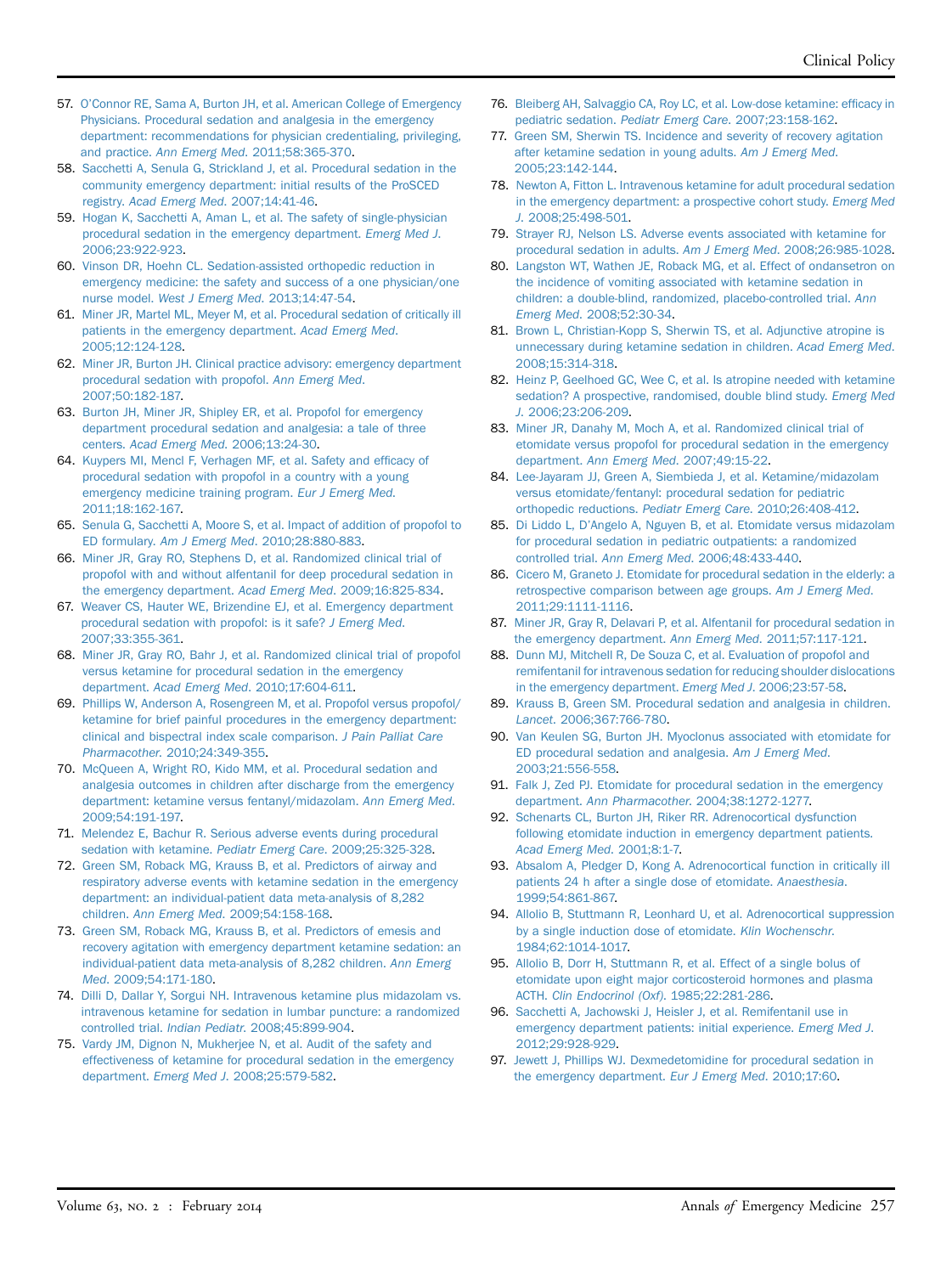57. O'Connor RE, Sama A, Burton JH, et al. American College of Emergency Physicians. Procedural sedation and analgesia in the emergency department: recommendations for physician credentialing, privileging, and practice. *Ann Emerg Med*. 2011;58:365-370.
58. Sacchetti A, Senula G, Strickland J, et al. Procedural sedation in the community emergency department: initial results of the ProSCED registry. *Acad Emerg Med*. 2007;14:41-46.
59. Hogan K, Sacchetti A, Aman L, et al. The safety of single-physician procedural sedation in the emergency department. *Emerg Med J*. 2006;23:922-923.
60. Vinson DR, Hoehn CL. Sedation-assisted orthopedic reduction in emergency medicine: the safety and success of a one physician/one nurse model. *West J Emerg Med*. 2013;14:47-54.
61. Miner JR, Martel ML, Meyer M, et al. Procedural sedation of critically ill patients in the emergency department. *Acad Emerg Med*. 2005;12:124-128.
62. Miner JR, Burton JH. Clinical practice advisory: emergency department procedural sedation with propofol. *Ann Emerg Med*. 2007;50:182-187.
63. Burton JH, Miner JR, Shipley ER, et al. Propofol for emergency department procedural sedation and analgesia: a tale of three centers. *Acad Emerg Med*. 2006;13:24-30.
64. Kuypers MI, Mencl F, Verhagen MF, et al. Safety and efficacy of procedural sedation with propofol in a country with a young emergency medicine training program. *Eur J Emerg Med*. 2011;18:162-167.
65. Senula G, Sacchetti A, Moore S, et al. Impact of addition of propofol to ED formulary. *Am J Emerg Med*. 2010;28:880-883.
66. Miner JR, Gray RO, Stephens D, et al. Randomized clinical trial of propofol with and without alfentanil for deep procedural sedation in the emergency department. *Acad Emerg Med*. 2009;16:825-834.
67. Weaver CS, Hauter WE, Brizendine EJ, et al. Emergency department procedural sedation with propofol: is it safe? *J Emerg Med*. 2007;33:355-361.
68. Miner JR, Gray RO, Bahr J, et al. Randomized clinical trial of propofol versus ketamine for procedural sedation in the emergency department. *Acad Emerg Med*. 2010;17:604-611.
69. Phillips W, Anderson A, Rosengreen M, et al. Propofol versus propofol/ketamine for brief painful procedures in the emergency department: clinical and bispectral index scale comparison. *J Pain Palliat Care Pharmacother*. 2010;24:349-355.
70. McQueen A, Wright RO, Kido MM, et al. Procedural sedation and analgesia outcomes in children after discharge from the emergency department: ketamine versus fentanyl/midazolam. *Ann Emerg Med*. 2009;54:191-197.
71. Melendez E, Bachur R. Serious adverse events during procedural sedation with ketamine. *Pediatr Emerg Care*. 2009;25:325-328.
72. Green SM, Roback MG, Krauss B, et al. Predictors of airway and respiratory adverse events with ketamine sedation in the emergency department: an individual-patient data meta-analysis of 8,282 children. *Ann Emerg Med*. 2009;54:158-168.
73. Green SM, Roback MG, Krauss B, et al. Predictors of emesis and recovery agitation with emergency department ketamine sedation: an individual-patient data meta-analysis of 8,282 children. *Ann Emerg Med*. 2009;54:171-180.
74. Dilli D, Dallar Y, Sorgui NH. Intravenous ketamine plus midazolam vs. intravenous ketamine for sedation in lumbar puncture: a randomized controlled trial. *Indian Pediatr*. 2008;45:899-904.
75. Vardy JM, Dignon N, Mukherjee N, et al. Audit of the safety and effectiveness of ketamine for procedural sedation in the emergency department. *Emerg Med J*. 2008;25:579-582.
76. Bleiberg AH, Salvaggio CA, Roy LC, et al. Low-dose ketamine: efficacy in pediatric sedation. *Pediatr Emerg Care*. 2007;23:158-162.
77. Green SM, Sherwin TS. Incidence and severity of recovery agitation after ketamine sedation in young adults. *Am J Emerg Med*. 2005;23:142-144.
78. Newton A, Fitton L. Intravenous ketamine for adult procedural sedation in the emergency department: a prospective cohort study. *Emerg Med J*. 2008;25:498-501.
79. Strayer RJ, Nelson LS. Adverse events associated with ketamine for procedural sedation in adults. *Am J Emerg Med*. 2008;26:985-1028.
80. Langston WT, Wathen JE, Roback MG, et al. Effect of ondansetron on the incidence of vomiting associated with ketamine sedation in children: a double-blind, randomized, placebo-controlled trial. *Ann Emerg Med*. 2008;52:30-34.
81. Brown L, Christian-Kopp S, Sherwin TS, et al. Adjunctive atropine is unnecessary during ketamine sedation in children. *Acad Emerg Med*. 2008;15:314-318.
82. Heinz P, Geelhoed GC, Wee C, et al. Is atropine needed with ketamine sedation? A prospective, randomised, double blind study. *Emerg Med J*. 2006;23:206-209.
83. Miner JR, Danahy M, Moch A, et al. Randomized clinical trial of etomidate versus propofol for procedural sedation in the emergency department. *Ann Emerg Med*. 2007;49:15-22.
84. Lee-Jayaram JJ, Green A, Siembieda J, et al. Ketamine/midazolam versus etomidate/fentanyl: procedural sedation for pediatric orthopedic reductions. *Pediatr Emerg Care*. 2010;26:408-412.
85. Di Liddo L, D'Angelo A, Nguyen B, et al. Etomidate versus midazolam for procedural sedation in pediatric outpatients: a randomized controlled trial. *Ann Emerg Med*. 2006;48:433-440.
86. Cicero M, Graneto J. Etomidate for procedural sedation in the elderly: a retrospective comparison between age groups. *Am J Emerg Med*. 2011;29:1111-1116.
87. Miner JR, Gray RO, Delavari P, et al. Alfentanil for procedural sedation in the emergency department. *Ann Emerg Med*. 2011;57:117-121.
88. Dunn MJ, Mitchell R, De Souza C, et al. Evaluation of propofol and remifentanil for intravenous sedation for reducing shoulder dislocations in the emergency department. *Emerg Med J*. 2006;23:57-58.
89. Krauss B, Green SM. Procedural sedation and analgesia in children. *Lancet*. 2006;367:766-780.
90. Van Keulen SG, Burton JH. Myoclonus associated with etomidate for ED procedural sedation and analgesia. *Am J Emerg Med*. 2003;21:556-558.
91. Falk J, Zed PJ. Etomidate for procedural sedation in the emergency department. *Ann Pharmacother*. 2004;38:1272-1277.
92. Schenarts CL, Burton JH, Riker RR. Adrenocortical dysfunction following etomidate induction in emergency department patients. *Acad Emerg Med*. 2001;8:1-7.
93. Absalom A, Pledger D, Kong A. Adrenocortical function in critically ill patients 24 h after a single dose of etomidate. *Anaesthesia*. 1999;54:861-867.
94. Allolio B, Stuttmann R, Leonhard U, et al. Adrenocortical suppression by a single induction dose of etomidate. *Klin Wochenschr*. 1984;62:1014-1017.
95. Allolio B, Dorr H, Stuttmann R, et al. Effect of a single bolus of etomidate upon eight major corticosteroid hormones and plasma ACTH. *Clin Endocrinol (Oxf)*. 1985;22:281-286.
96. Sacchetti A, Jachowski J, Heisler J, et al. Remifentanil use in emergency department patients: initial experience. *Emerg Med J*. 2012;29:928-929.
97. Jewett J, Phillips WJ. Dexmedetomidine for procedural sedation in the emergency department. *Eur J Emerg Med*. 2010;17:60.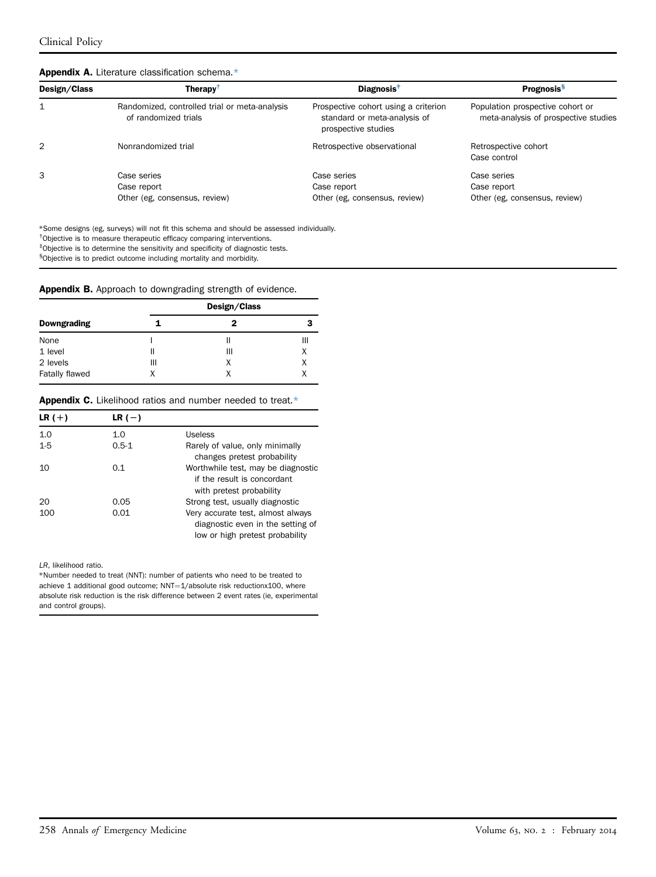**Appendix A.** Literature classification schema.*

| Design/Class | Therapy† | Diagnosis‡ | Prognosis§ |
|---|---|---|---|
| 1 | Randomized, controlled trial or meta-analysis of randomized trials | Prospective cohort using a criterion standard or meta-analysis of prospective studies | Population prospective cohort or meta-analysis of prospective studies |
| 2 | Nonrandomized trial | Retrospective observational | Retrospective cohort<br>Case control |
| 3 | Case series<br>Case report<br>Other (eg, consensus, review) | Case series<br>Case report<br>Other (eg, consensus, review) | Case series<br>Case report<br>Other (eg, consensus, review) |

*Some designs (eg, surveys) will not fit this schema and should be assessed individually.
†Objective is to measure therapeutic efficacy comparing interventions.
‡Objective is to determine the sensitivity and specificity of diagnostic tests.
§Objective is to predict outcome including mortality and morbidity.

**Appendix B.** Approach to downgrading strength of evidence.

| | Design/Class | | |
|---|---|---|---|
| **Downgrading** | **1** | **2** | **3** |
| None | I | II | III |
| 1 level | II | III | X |
| 2 levels | III | X | X |
| Fatally flawed | X | X | X |

**Appendix C.** Likelihood ratios and number needed to treat.*

| LR (+) | LR (−) | |
|---|---|---|
| 1.0 | 1.0 | Useless |
| 1-5 | 0.5-1 | Rarely of value, only minimally changes pretest probability |
| 10 | 0.1 | Worthwhile test, may be diagnostic if the result is concordant with pretest probability |
| 20 | 0.05 | Strong test, usually diagnostic |
| 100 | 0.01 | Very accurate test, almost always diagnostic even in the setting of low or high pretest probability |

*LR*, likelihood ratio.
*Number needed to treat (NNT): number of patients who need to be treated to achieve 1 additional good outcome; NNT=1/absolute risk reductionx100, where absolute risk reduction is the risk difference between 2 event rates (ie, experimental and control groups).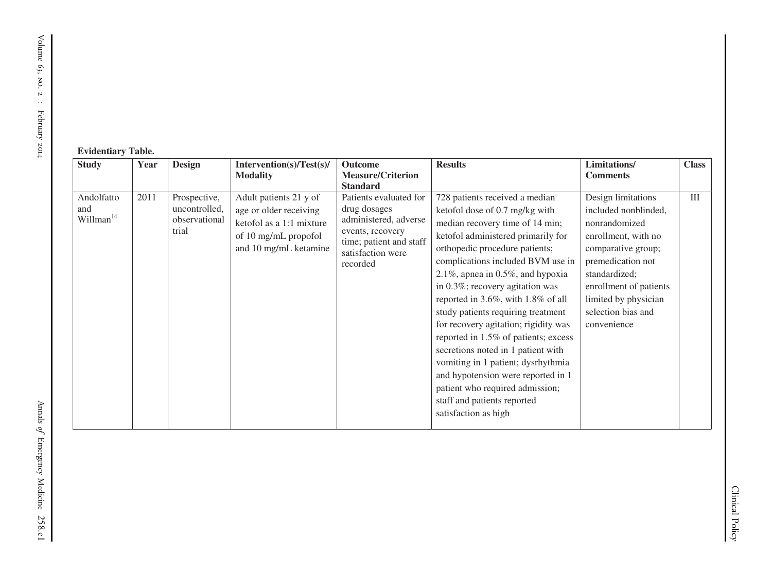**Evidentiary Table.**

| Study | Year | Design | Intervention(s)/Test(s)/Modality | Outcome Measure/Criterion Standard | Results | Limitations/Comments | Class |
|---|---|---|---|---|---|---|---|
| Andolfatto and Willman[14] | 2011 | Prospective, uncontrolled, observational trial | Adult patients 21 y of age or older receiving ketofol as a 1:1 mixture of 10 mg/mL propofol and 10 mg/mL ketamine | Patients evaluated for drug dosages administered, adverse events, recovery time; patient and staff satisfaction were recorded | 728 patients received a median ketofol dose of 0.7 mg/kg with median recovery time of 14 min; ketofol administered primarily for orthopedic procedure patients; complications included BVM use in 2.1%, apnea in 0.5%, and hypoxia in 0.3%; recovery agitation was reported in 3.6%, with 1.8% of all study patients requiring treatment for recovery agitation; rigidity was reported in 1.5% of patients; excess secretions noted in 1 patient with vomiting in 1 patient; dysrhythmia and hypotension were reported in 1 patient who required admission; staff and patients reported satisfaction as high | Design limitations included nonblinded, nonrandomized enrollment, with no comparative group; premedication not standardized; enrollment of patients limited by physician selection bias and convenience | III |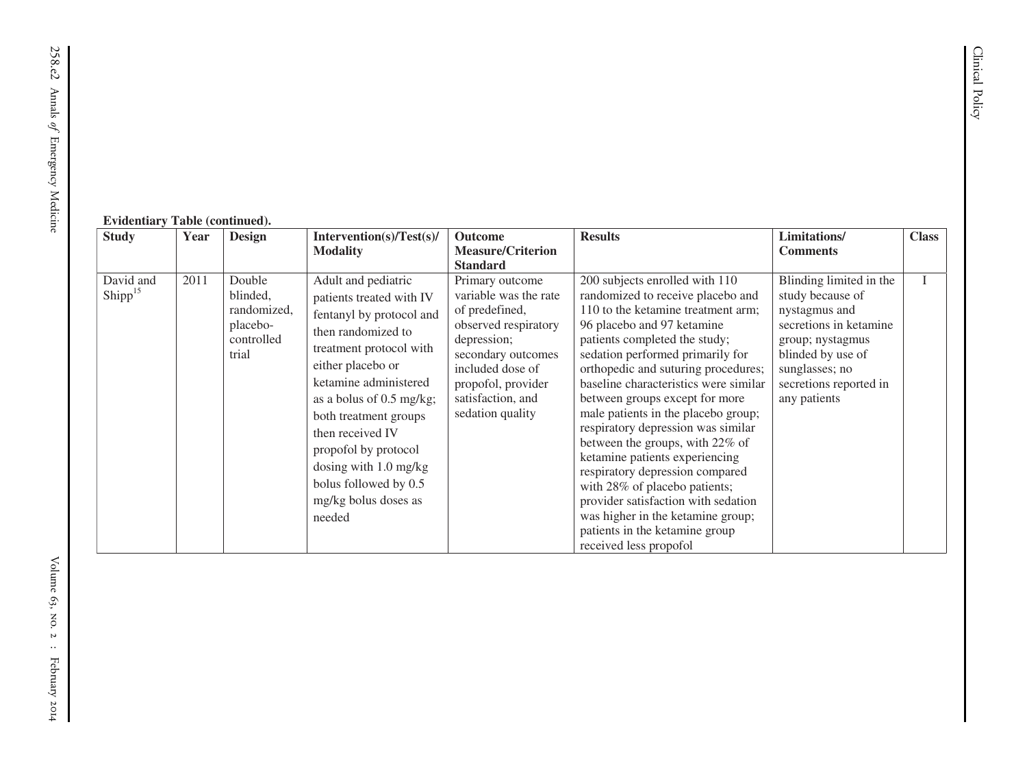**Evidentiary Table (continued).**

| Study | Year | Design | Intervention(s)/Test(s)/ Modality | Outcome Measure/Criterion Standard | Results | Limitations/ Comments | Class |
|---|---|---|---|---|---|---|---|
| David and Shipp[15] | 2011 | Double blinded, randomized, placebo-controlled trial | Adult and pediatric patients treated with IV fentanyl by protocol and then randomized to treatment protocol with either placebo or ketamine administered as a bolus of 0.5 mg/kg; both treatment groups then received IV propofol by protocol dosing with 1.0 mg/kg bolus followed by 0.5 mg/kg bolus doses as needed | Primary outcome variable was the rate of predefined, observed respiratory depression; secondary outcomes included dose of propofol, provider satisfaction, and sedation quality | 200 subjects enrolled with 110 randomized to receive placebo and 110 to the ketamine treatment arm; 96 placebo and 97 ketamine patients completed the study; sedation performed primarily for orthopedic and suturing procedures; baseline characteristics were similar between groups except for more male patients in the placebo group; respiratory depression was similar between the groups, with 22% of ketamine patients experiencing respiratory depression compared with 28% of placebo patients; provider satisfaction with sedation was higher in the ketamine group; patients in the ketamine group received less propofol | Blinding limited in the study because of nystagmus and secretions in ketamine group; nystagmus blinded by use of sunglasses; no secretions reported in any patients | I |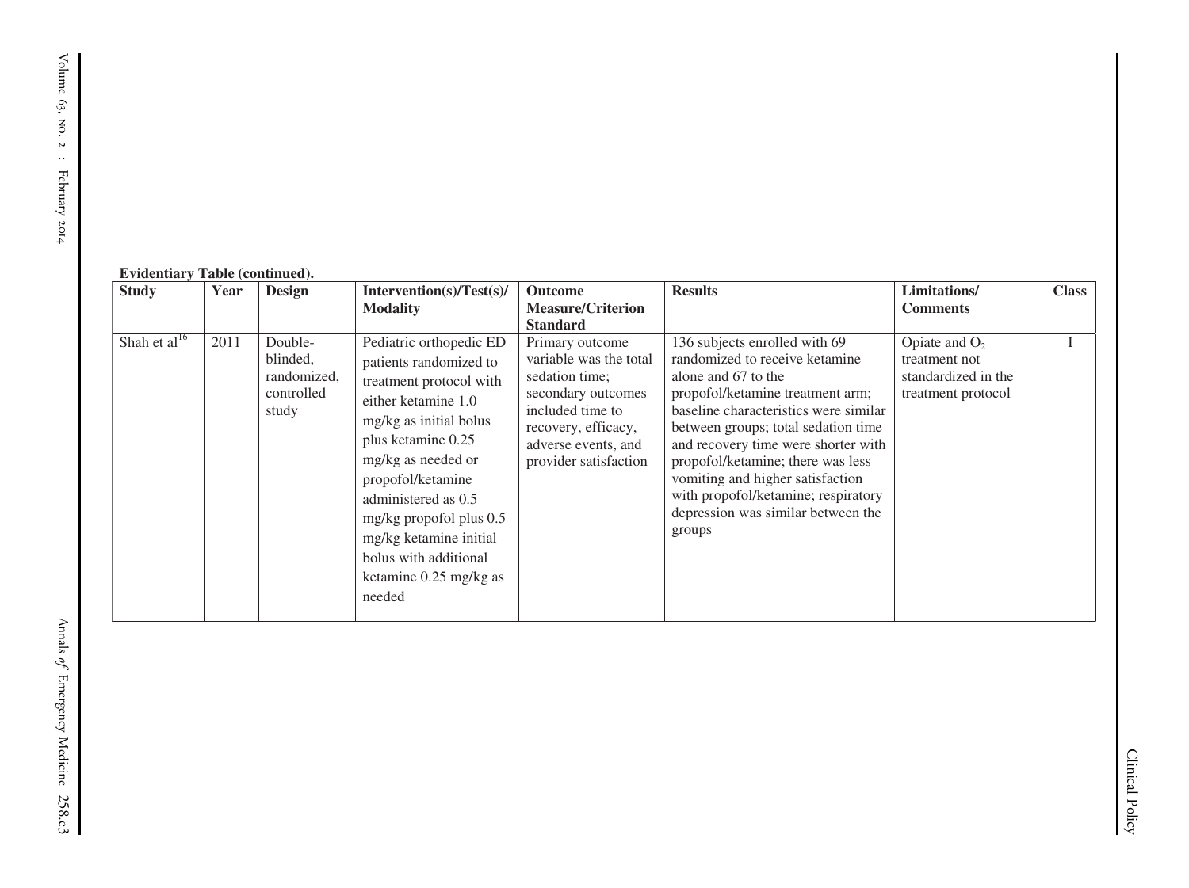**Evidentiary Table (continued).**

| Study | Year | Design | Intervention(s)/Test(s)/ Modality | Outcome Measure/Criterion Standard | Results | Limitations/ Comments | Class |
|---|---|---|---|---|---|---|---|
| Shah et al[16] | 2011 | Double-blinded, randomized, controlled study | Pediatric orthopedic ED patients randomized to treatment protocol with either ketamine 1.0 mg/kg as initial bolus plus ketamine 0.25 mg/kg as needed or propofol/ketamine administered as 0.5 mg/kg propofol plus 0.5 mg/kg ketamine initial bolus with additional ketamine 0.25 mg/kg as needed | Primary outcome variable was the total sedation time; secondary outcomes included time to recovery, efficacy, adverse events, and provider satisfaction | 136 subjects enrolled with 69 randomized to receive ketamine alone and 67 to the propofol/ketamine treatment arm; baseline characteristics were similar between groups; total sedation time and recovery time were shorter with propofol/ketamine; there was less vomiting and higher satisfaction with propofol/ketamine; respiratory depression was similar between the groups | Opiate and $O_2$ treatment not standardized in the treatment protocol | I |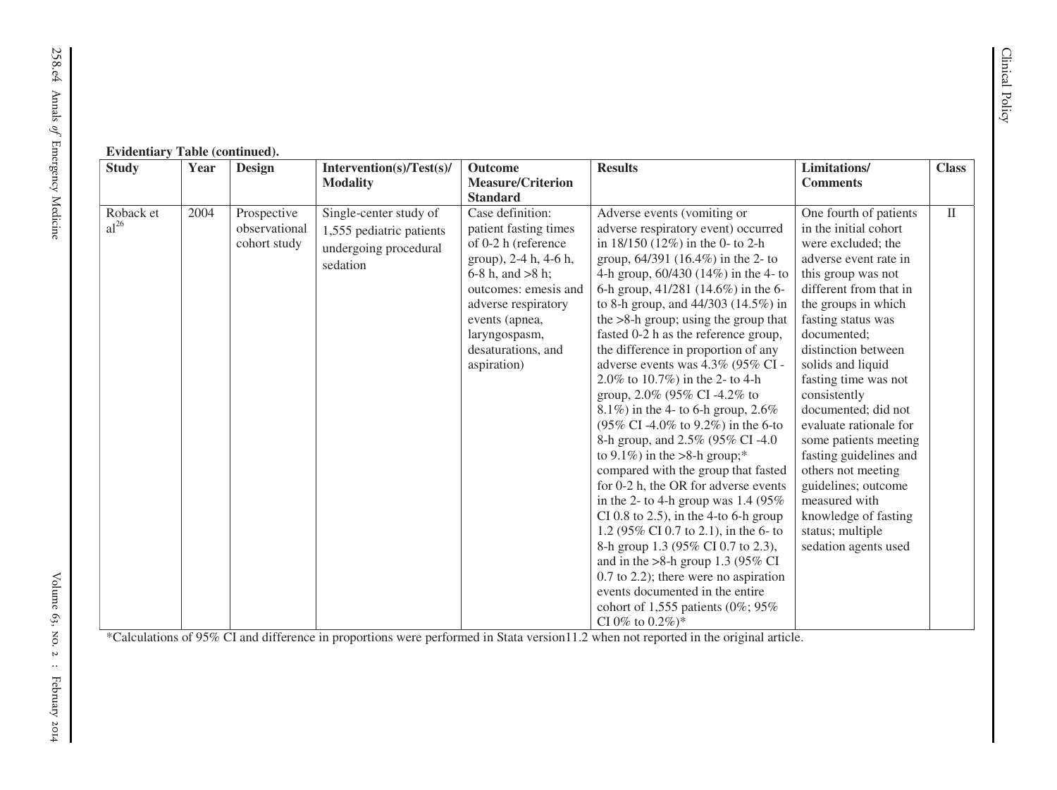**Evidentiary Table (continued).**

| Study | Year | Design | Intervention(s)/Test(s)/ Modality | Outcome Measure/Criterion Standard | Results | Limitations/ Comments | Class |
|---|---|---|---|---|---|---|---|
| Roback et al[26] | 2004 | Prospective observational cohort study | Single-center study of 1,555 pediatric patients undergoing procedural sedation | Case definition: patient fasting times of 0-2 h (reference group), 2-4 h, 4-6 h, 6-8 h, and >8 h; outcomes: emesis and adverse respiratory events (apnea, laryngospasm, desaturations, and aspiration) | Adverse events (vomiting or adverse respiratory event) occurred in 18/150 (12%) in the 0- to 2-h group, 64/391 (16.4%) in the 2- to 4-h group, 60/430 (14%) in the 4- to 6-h group, 41/281 (14.6%) in the 6- to 8-h group, and 44/303 (14.5%) in the >8-h group; using the group that fasted 0-2 h as the reference group, the difference in proportion of any adverse events was 4.3% (95% CI -2.0% to 10.7%) in the 2- to 4-h group, 2.0% (95% CI -4.2% to 8.1%) in the 4- to 6-h group, 2.6% (95% CI -4.0% to 9.2%) in the 6-to 8-h group, and 2.5% (95% CI -4.0 to 9.1%) in the >8-h group;* compared with the group that fasted for 0-2 h, the OR for adverse events in the 2- to 4-h group was 1.4 (95% CI 0.8 to 2.5), in the 4-to 6-h group 1.2 (95% CI 0.7 to 2.1), in the 6- to 8-h group 1.3 (95% CI 0.7 to 2.3), and in the >8-h group 1.3 (95% CI 0.7 to 2.2); there were no aspiration events documented in the entire cohort of 1,555 patients (0%; 95% CI 0% to 0.2%)* | One fourth of patients in the initial cohort were excluded; the adverse event rate in this group was not different from that in the groups in which fasting status was documented; distinction between solids and liquid fasting time was not consistently documented; did not evaluate rationale for some patients meeting fasting guidelines and others not meeting guidelines; outcome measured with knowledge of fasting status; multiple sedation agents used | II |

*Calculations of 95% CI and difference in proportions were performed in Stata version11.2 when not reported in the original article.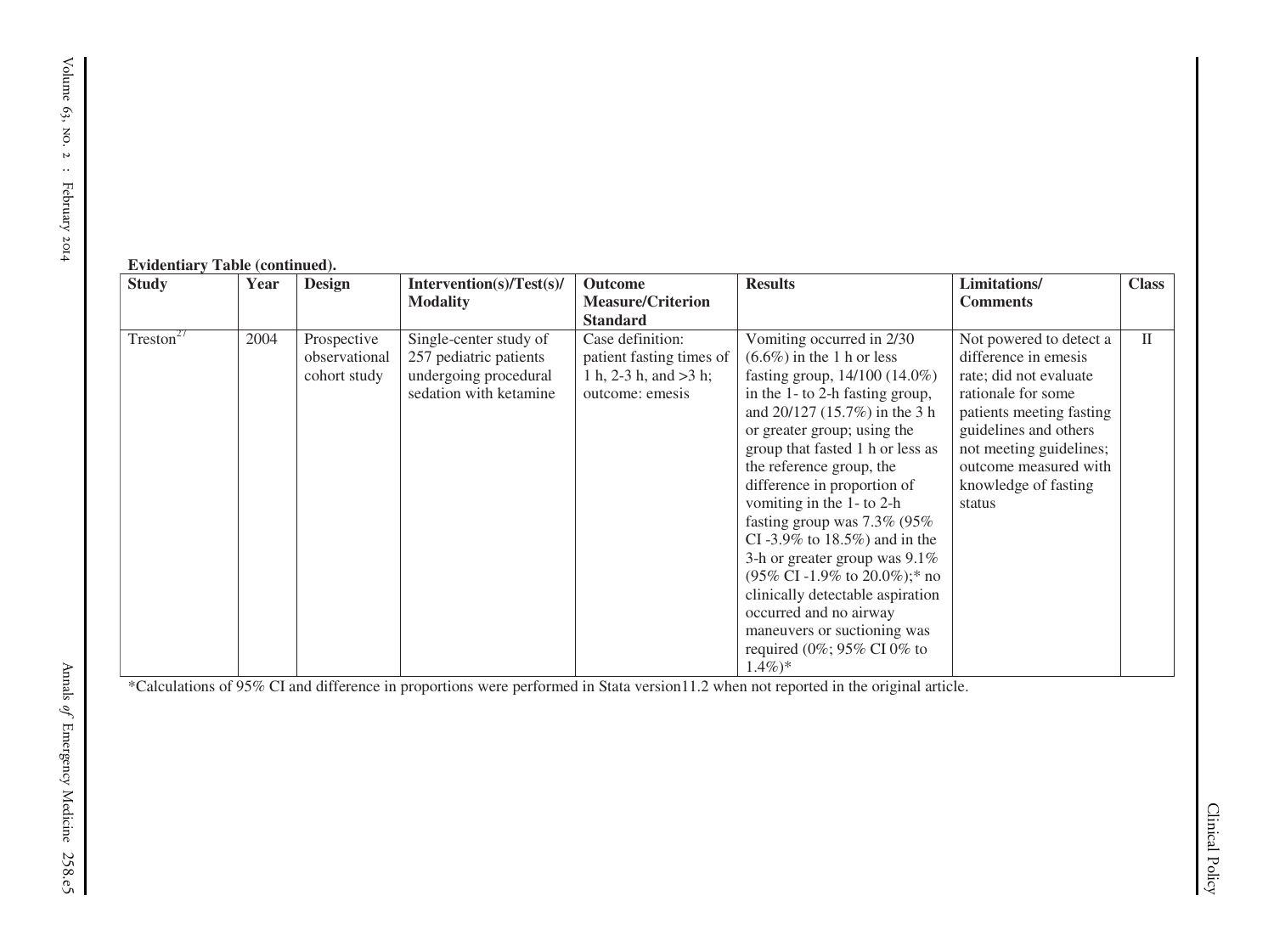**Evidentiary Table (continued).**

| Study | Year | Design | Intervention(s)/Test(s)/ Modality | Outcome Measure/Criterion Standard | Results | Limitations/ Comments | Class |
|---|---|---|---|---|---|---|---|
| Treston[27] | 2004 | Prospective observational cohort study | Single-center study of 257 pediatric patients undergoing procedural sedation with ketamine | Case definition: patient fasting times of 1 h, 2-3 h, and >3 h; outcome: emesis | Vomiting occurred in 2/30 (6.6%) in the 1 h or less fasting group, 14/100 (14.0%) in the 1- to 2-h fasting group, and 20/127 (15.7%) in the 3 h or greater group; using the group that fasted 1 h or less as the reference group, the difference in proportion of vomiting in the 1- to 2-h fasting group was 7.3% (95% CI -3.9% to 18.5%) and in the 3-h or greater group was 9.1% (95% CI -1.9% to 20.0%);* no clinically detectable aspiration occurred and no airway maneuvers or suctioning was required (0%; 95% CI 0% to 1.4%)* | Not powered to detect a difference in emesis rate; did not evaluate rationale for some patients meeting fasting guidelines and others not meeting guidelines; outcome measured with knowledge of fasting status | II |

*Calculations of 95% CI and difference in proportions were performed in Stata version11.2 when not reported in the original article.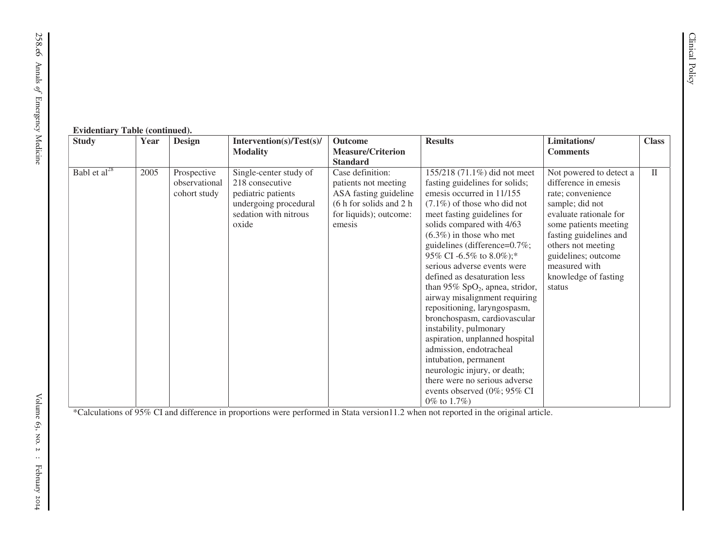**Evidentiary Table (continued).**

| Study | Year | Design | Intervention(s)/Test(s)/ Modality | Outcome Measure/Criterion Standard | Results | Limitations/ Comments | Class |
|---|---|---|---|---|---|---|---|
| Babl et al[28] | 2005 | Prospective observational cohort study | Single-center study of 218 consecutive pediatric patients undergoing procedural sedation with nitrous oxide | Case definition: patients not meeting ASA fasting guideline (6 h for solids and 2 h for liquids); outcome: emesis | 155/218 (71.1%) did not meet fasting guidelines for solids; emesis occurred in 11/155 (7.1%) of those who did not meet fasting guidelines for solids compared with 4/63 (6.3%) in those who met guidelines (difference=0.7%; 95% CI -6.5% to 8.0%);* serious adverse events were defined as desaturation less than 95% $SpO_2$, apnea, stridor, airway misalignment requiring repositioning, laryngospasm, bronchospasm, cardiovascular instability, pulmonary aspiration, unplanned hospital admission, endotracheal intubation, permanent neurologic injury, or death; there were no serious adverse events observed (0%; 95% CI 0% to 1.7%) | Not powered to detect a difference in emesis rate; convenience sample; did not evaluate rationale for some patients meeting fasting guidelines and others not meeting guidelines; outcome measured with knowledge of fasting status | II |

*Calculations of 95% CI and difference in proportions were performed in Stata version11.2 when not reported in the original article.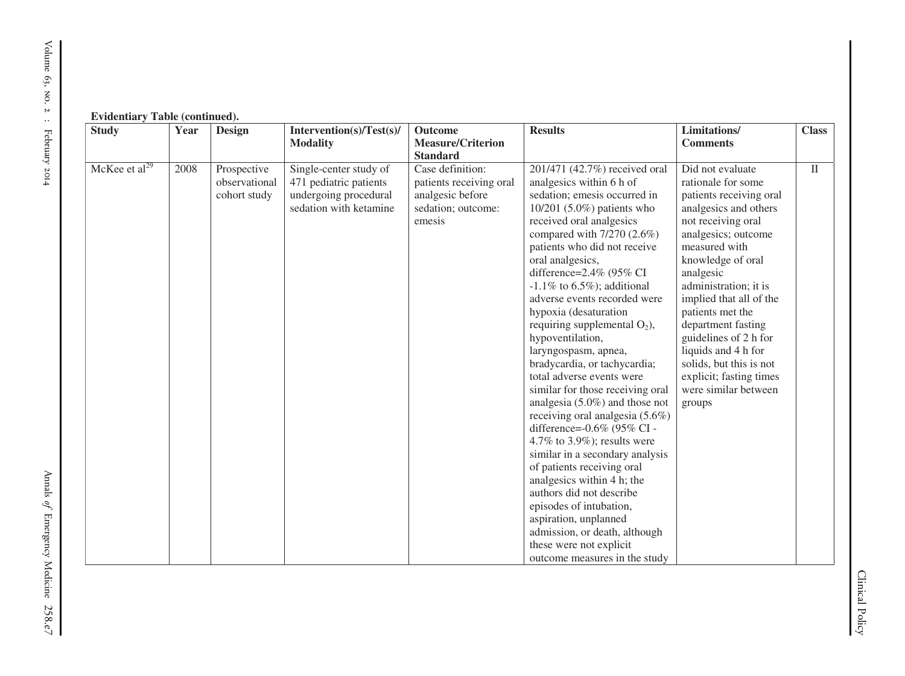**Evidentiary Table (continued).**

| Study | Year | Design | Intervention(s)/Test(s)/Modality | Outcome Measure/Criterion Standard | Results | Limitations/Comments | Class |
|---|---|---|---|---|---|---|---|
| McKee et al[29] | 2008 | Prospective observational cohort study | Single-center study of 471 pediatric patients undergoing procedural sedation with ketamine | Case definition: patients receiving oral analgesic before sedation; outcome: emesis | 201/471 (42.7%) received oral analgesics within 6 h of sedation; emesis occurred in 10/201 (5.0%) patients who received oral analgesics compared with 7/270 (2.6%) patients who did not receive oral analgesics, difference=2.4% (95% CI -1.1% to 6.5%); additional adverse events recorded were hypoxia (desaturation requiring supplemental $O_2$), hypoventilation, laryngospasm, apnea, bradycardia, or tachycardia; total adverse events were similar for those receiving oral analgesia (5.0%) and those not receiving oral analgesia (5.6%) difference=-0.6% (95% CI -4.7% to 3.9%); results were similar in a secondary analysis of patients receiving oral analgesics within 4 h; the authors did not describe episodes of intubation, aspiration, unplanned admission, or death, although these were not explicit outcome measures in the study | Did not evaluate rationale for some patients receiving oral analgesics and others not receiving oral analgesics; outcome measured with knowledge of oral analgesic administration; it is implied that all of the patients met the department fasting guidelines of 2 h for liquids and 4 h for solids, but this is not explicit; fasting times were similar between groups | II |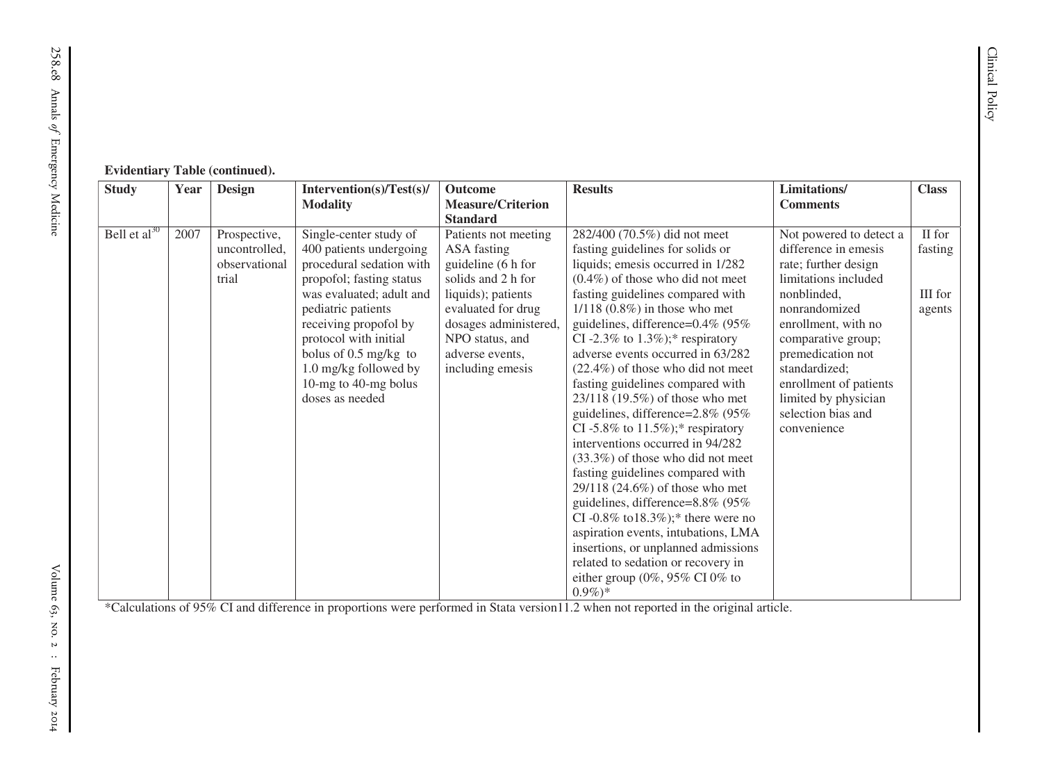**Evidentiary Table (continued).**

| Study | Year | Design | Intervention(s)/Test(s)/ Modality | Outcome Measure/Criterion Standard | Results | Limitations/ Comments | Class |
|---|---|---|---|---|---|---|---|
| Bell et al[30] | 2007 | Prospective, uncontrolled, observational trial | Single-center study of 400 patients undergoing procedural sedation with propofol; fasting status was evaluated; adult and pediatric patients receiving propofol by protocol with initial bolus of 0.5 mg/kg to 1.0 mg/kg followed by 10-mg to 40-mg bolus doses as needed | Patients not meeting ASA fasting guideline (6 h for solids and 2 h for liquids); patients evaluated for drug dosages administered, NPO status, and adverse events, including emesis | 282/400 (70.5%) did not meet fasting guidelines for solids or liquids; emesis occurred in 1/282 (0.4%) of those who did not meet fasting guidelines compared with 1/118 (0.8%) in those who met guidelines, difference=0.4% (95% CI -2.3% to 1.3%);* respiratory adverse events occurred in 63/282 (22.4%) of those who did not meet fasting guidelines compared with 23/118 (19.5%) of those who met guidelines, difference=2.8% (95% CI -5.8% to 11.5%);* respiratory interventions occurred in 94/282 (33.3%) of those who did not meet fasting guidelines compared with 29/118 (24.6%) of those who met guidelines, difference=8.8% (95% CI -0.8% to18.3%);* there were no aspiration events, intubations, LMA insertions, or unplanned admissions related to sedation or recovery in either group (0%, 95% CI 0% to 0.9%)* | Not powered to detect a difference in emesis rate; further design limitations included nonblinded, nonrandomized enrollment, with no comparative group; premedication not standardized; enrollment of patients limited by physician selection bias and convenience | II for fasting<br><br>III for agents |

*Calculations of 95% CI and difference in proportions were performed in Stata version11.2 when not reported in the original article.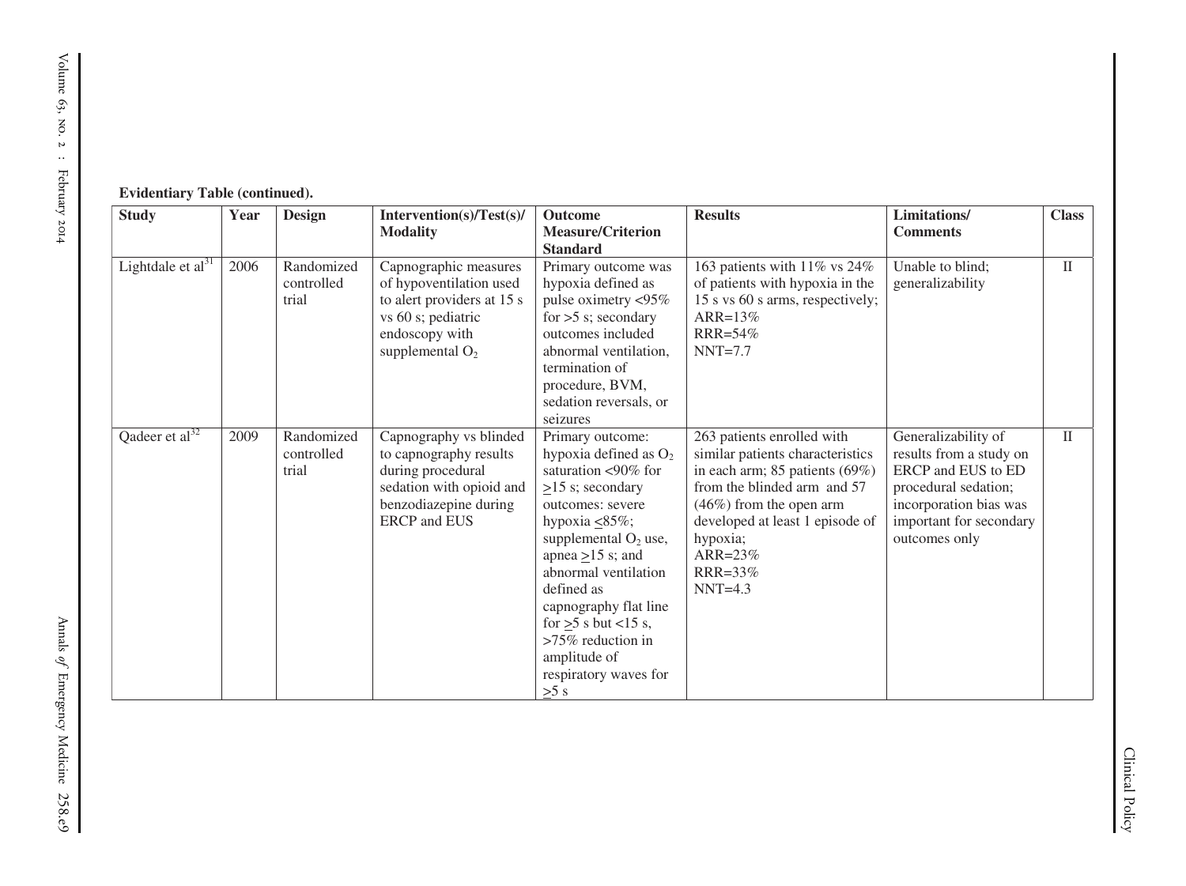**Evidentiary Table (continued).**

| Study | Year | Design | Intervention(s)/Test(s)/ Modality | Outcome Measure/Criterion Standard | Results | Limitations/ Comments | Class |
|---|---|---|---|---|---|---|---|
| Lightdale et al[31] | 2006 | Randomized controlled trial | Capnographic measures of hypoventilation used to alert providers at 15 s vs 60 s; pediatric endoscopy with supplemental $O_2$ | Primary outcome was hypoxia defined as pulse oximetry <95% for >5 s; secondary outcomes included abnormal ventilation, termination of procedure, BVM, sedation reversals, or seizures | 163 patients with 11% vs 24% of patients with hypoxia in the 15 s vs 60 s arms, respectively; ARR=13% RRR=54% NNT=7.7 | Unable to blind; generalizability | II |
| Qadeer et al[32] | 2009 | Randomized controlled trial | Capnography vs blinded to capnography results during procedural sedation with opioid and benzodiazepine during ERCP and EUS | Primary outcome: hypoxia defined as $O_2$ saturation <90% for $\geq$15 s; secondary outcomes: severe hypoxia $\leq$85%; supplemental $O_2$ use, apnea $\geq$15 s; and abnormal ventilation defined as capnography flat line for $\geq$5 s but <15 s, >75% reduction in amplitude of respiratory waves for $\geq$5 s | 263 patients enrolled with similar patients characteristics in each arm; 85 patients (69%) from the blinded arm and 57 (46%) from the open arm developed at least 1 episode of hypoxia; ARR=23% RRR=33% NNT=4.3 | Generalizability of results from a study on ERCP and EUS to ED procedural sedation; incorporation bias was important for secondary outcomes only | II |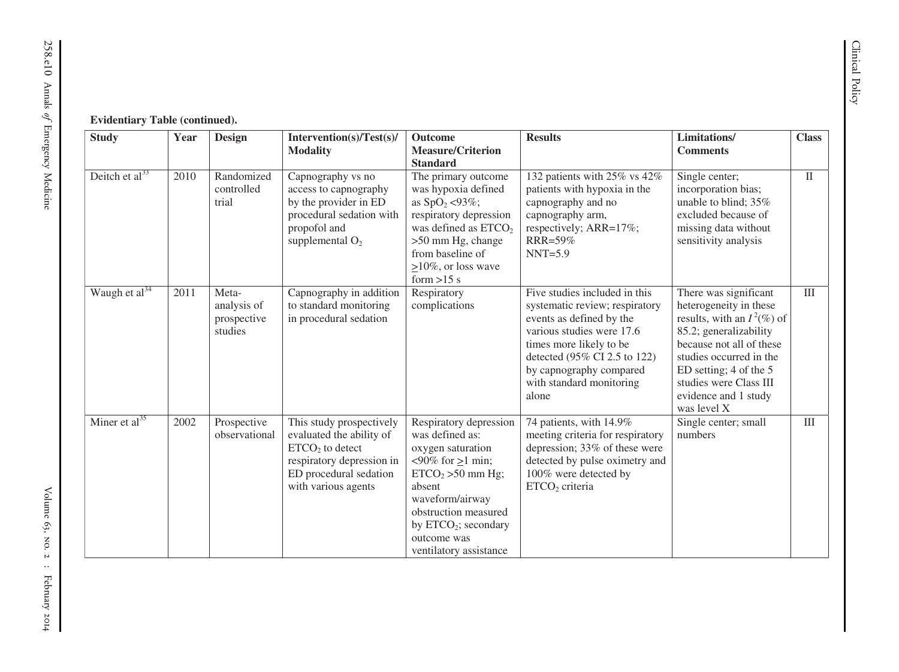**Evidentiary Table (continued).**

| Study | Year | Design | Intervention(s)/Test(s)/ Modality | Outcome Measure/Criterion Standard | Results | Limitations/ Comments | Class |
|---|---|---|---|---|---|---|---|
| Deitch et al[33] | 2010 | Randomized controlled trial | Capnography vs no access to capnography by the provider in ED procedural sedation with propofol and supplemental $O_2$ | The primary outcome was hypoxia defined as $SpO_2$ <93%; respiratory depression was defined as $ETCO_2$ >50 mm Hg, change from baseline of ≥10%, or loss wave form >15 s | 132 patients with 25% vs 42% patients with hypoxia in the capnography and no capnography arm, respectively; ARR=17%; RRR=59% NNT=5.9 | Single center; incorporation bias; unable to blind; 35% excluded because of missing data without sensitivity analysis | II |
| Waugh et al[34] | 2011 | Meta-analysis of prospective studies | Capnography in addition to standard monitoring in procedural sedation | Respiratory complications | Five studies included in this systematic review; respiratory events as defined by the various studies were 17.6 times more likely to be detected (95% CI 2.5 to 122) by capnography compared with standard monitoring alone | There was significant heterogeneity in these results, with an $I^2(\%)$ of 85.2; generalizability because not all of these studies occurred in the ED setting; 4 of the 5 studies were Class III evidence and 1 study was level X | III |
| Miner et al[35] | 2002 | Prospective observational | This study prospectively evaluated the ability of $ETCO_2$ to detect respiratory depression in ED procedural sedation with various agents | Respiratory depression was defined as: oxygen saturation <90% for ≥1 min; $ETCO_2$ >50 mm Hg; absent waveform/airway obstruction measured by $ETCO_2$; secondary outcome was ventilatory assistance | 74 patients, with 14.9% meeting criteria for respiratory depression; 33% of these were detected by pulse oximetry and 100% were detected by $ETCO_2$ criteria | Single center; small numbers | III |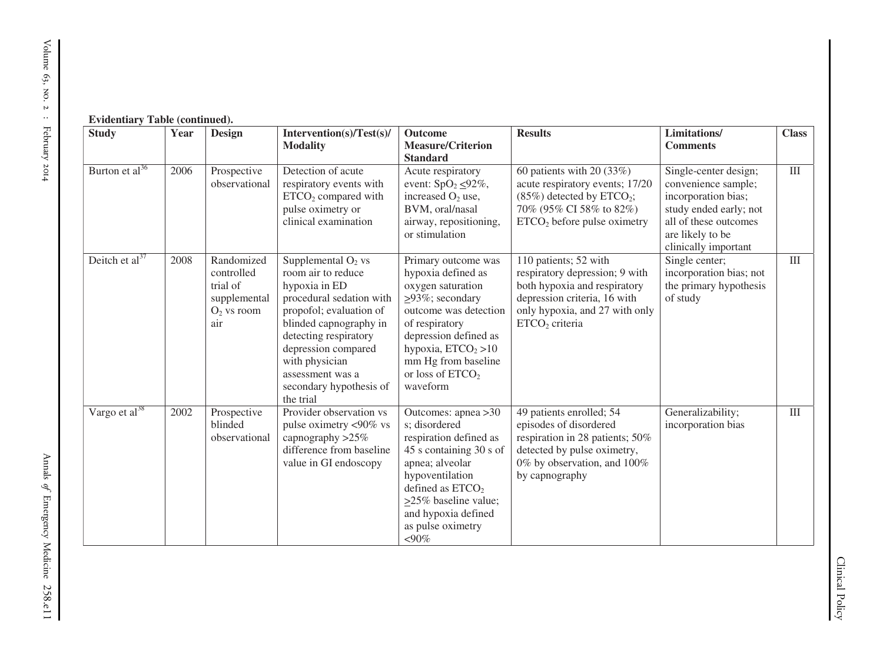**Evidentiary Table (continued).**

| Study | Year | Design | Intervention(s)/Test(s)/ Modality | Outcome Measure/Criterion Standard | Results | Limitations/ Comments | Class |
|---|---|---|---|---|---|---|---|
| Burton et al[36] | 2006 | Prospective observational | Detection of acute respiratory events with $ETCO_2$ compared with pulse oximetry or clinical examination | Acute respiratory event: $SpO_2 \leq 92\%$, increased $O_2$ use, BVM, oral/nasal airway, repositioning, or stimulation | 60 patients with 20 (33%) acute respiratory events; 17/20 (85%) detected by $ETCO_2$; 70% (95% CI 58% to 82%) $ETCO_2$ before pulse oximetry | Single-center design; convenience sample; incorporation bias; study ended early; not all of these outcomes are likely to be clinically important | III |
| Deitch et al[37] | 2008 | Randomized controlled trial of supplemental $O_2$ vs room air | Supplemental $O_2$ vs room air to reduce hypoxia in ED procedural sedation with propofol; evaluation of blinded capnography in detecting respiratory depression compared with physician assessment was a secondary hypothesis of the trial | Primary outcome was hypoxia defined as oxygen saturation $\geq 93\%$; secondary outcome was detection of respiratory depression defined as hypoxia, $ETCO_2 > 10$ mm Hg from baseline or loss of $ETCO_2$ waveform | 110 patients; 52 with respiratory depression; 9 with both hypoxia and respiratory depression criteria, 16 with only hypoxia, and 27 with only $ETCO_2$ criteria | Single center; incorporation bias; not the primary hypothesis of study | III |
| Vargo et al[38] | 2002 | Prospective blinded observational | Provider observation vs pulse oximetry <90% vs capnography >25% difference from baseline value in GI endoscopy | Outcomes: apnea >30 s; disordered respiration defined as 45 s containing 30 s of apnea; alveolar hypoventilation defined as $ETCO_2$ $\geq 25\%$ baseline value; and hypoxia defined as pulse oximetry <90% | 49 patients enrolled; 54 episodes of disordered respiration in 28 patients; 50% detected by pulse oximetry, 0% by observation, and 100% by capnography | Generalizability; incorporation bias | III |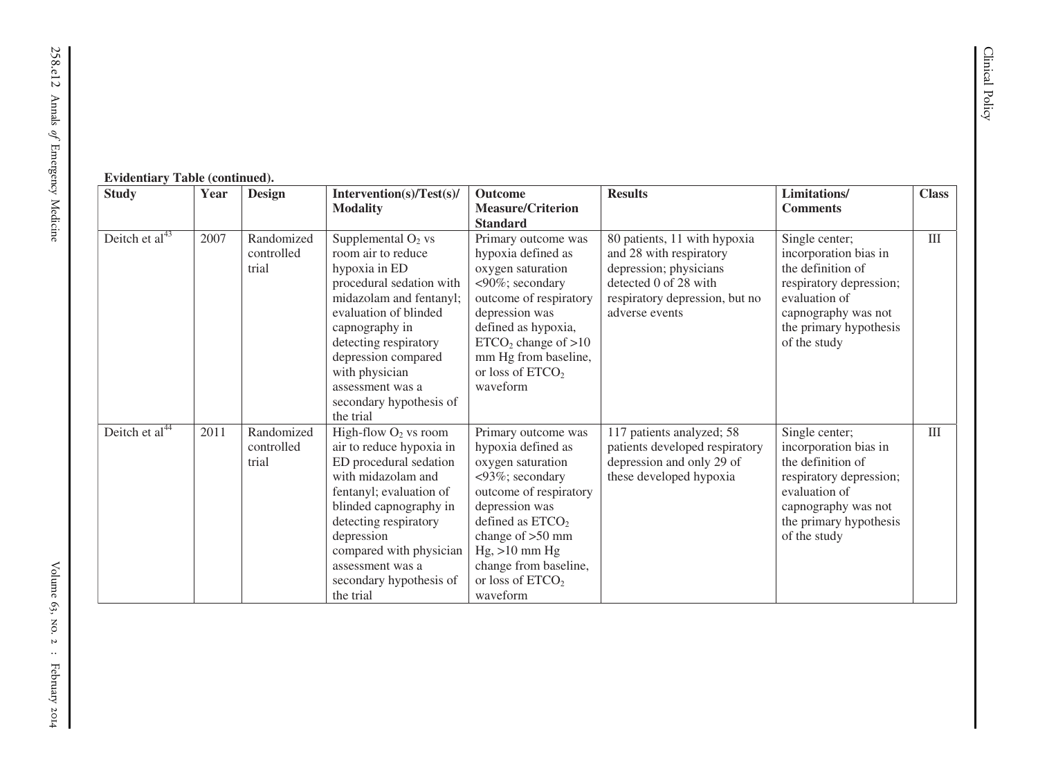**Evidentiary Table (continued).**

| Study | Year | Design | Intervention(s)/Test(s)/ Modality | Outcome Measure/Criterion Standard | Results | Limitations/ Comments | Class |
|---|---|---|---|---|---|---|---|
| Deitch et al[43] | 2007 | Randomized controlled trial | Supplemental $O_2$ vs room air to reduce hypoxia in ED procedural sedation with midazolam and fentanyl; evaluation of blinded capnography in detecting respiratory depression compared with physician assessment was a secondary hypothesis of the trial | Primary outcome was hypoxia defined as oxygen saturation <90%; secondary outcome of respiratory depression was defined as hypoxia, $ETCO_2$ change of >10 mm Hg from baseline, or loss of $ETCO_2$ waveform | 80 patients, 11 with hypoxia and 28 with respiratory depression; physicians detected 0 of 28 with respiratory depression, but no adverse events | Single center; incorporation bias in the definition of respiratory depression; evaluation of capnography was not the primary hypothesis of the study | III |
| Deitch et al[44] | 2011 | Randomized controlled trial | High-flow $O_2$ vs room air to reduce hypoxia in ED procedural sedation with midazolam and fentanyl; evaluation of blinded capnography in detecting respiratory depression compared with physician assessment was a secondary hypothesis of the trial | Primary outcome was hypoxia defined as oxygen saturation <93%; secondary outcome of respiratory depression was defined as $ETCO_2$ change of >50 mm Hg, >10 mm Hg change from baseline, or loss of $ETCO_2$ waveform | 117 patients analyzed; 58 patients developed respiratory depression and only 29 of these developed hypoxia | Single center; incorporation bias in the definition of respiratory depression; evaluation of capnography was not the primary hypothesis of the study | III |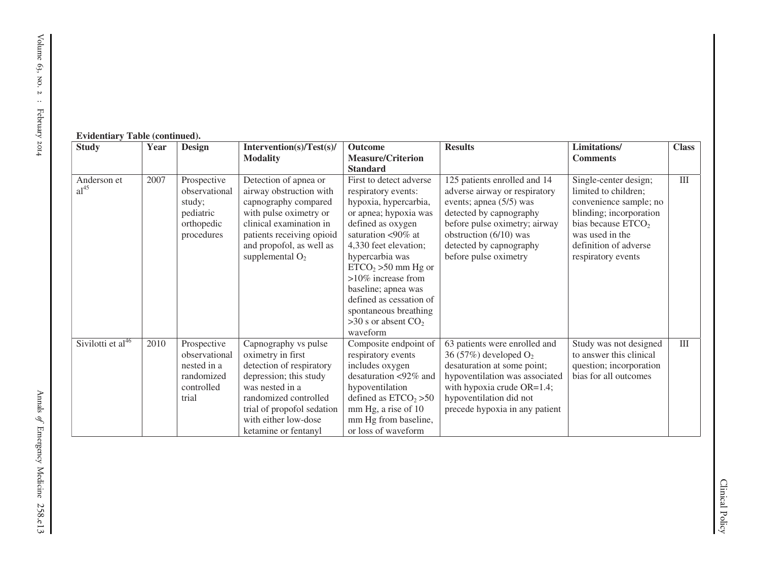**Evidentiary Table (continued).**

| Study | Year | Design | Intervention(s)/Test(s)/ Modality | Outcome Measure/Criterion Standard | Results | Limitations/ Comments | Class |
|---|---|---|---|---|---|---|---|
| Anderson et al[45] | 2007 | Prospective observational study; pediatric orthopedic procedures | Detection of apnea or airway obstruction with capnography compared with pulse oximetry or clinical examination in patients receiving opioid and propofol, as well as supplemental $O_2$ | First to detect adverse respiratory events: hypoxia, hypercarbia, or apnea; hypoxia was defined as oxygen saturation <90% at 4,330 feet elevation; hypercarbia was $ETCO_2$ >50 mm Hg or >10% increase from baseline; apnea was defined as cessation of spontaneous breathing >30 s or absent $CO_2$ waveform | 125 patients enrolled and 14 adverse airway or respiratory events; apnea (5/5) was detected by capnography before pulse oximetry; airway obstruction (6/10) was detected by capnography before pulse oximetry | Single-center design; limited to children; convenience sample; no blinding; incorporation bias because $ETCO_2$ was used in the definition of adverse respiratory events | III |
| Sivilotti et al[46] | 2010 | Prospective observational nested in a randomized controlled trial | Capnography vs pulse oximetry in first detection of respiratory depression; this study was nested in a randomized controlled trial of propofol sedation with either low-dose ketamine or fentanyl | Composite endpoint of respiratory events includes oxygen desaturation <92% and hypoventilation defined as $ETCO_2$ >50 mm Hg, a rise of 10 mm Hg from baseline, or loss of waveform | 63 patients were enrolled and 36 (57%) developed $O_2$ desaturation at some point; hypoventilation was associated with hypoxia crude OR=1.4; hypoventilation did not precede hypoxia in any patient | Study was not designed to answer this clinical question; incorporation bias for all outcomes | III |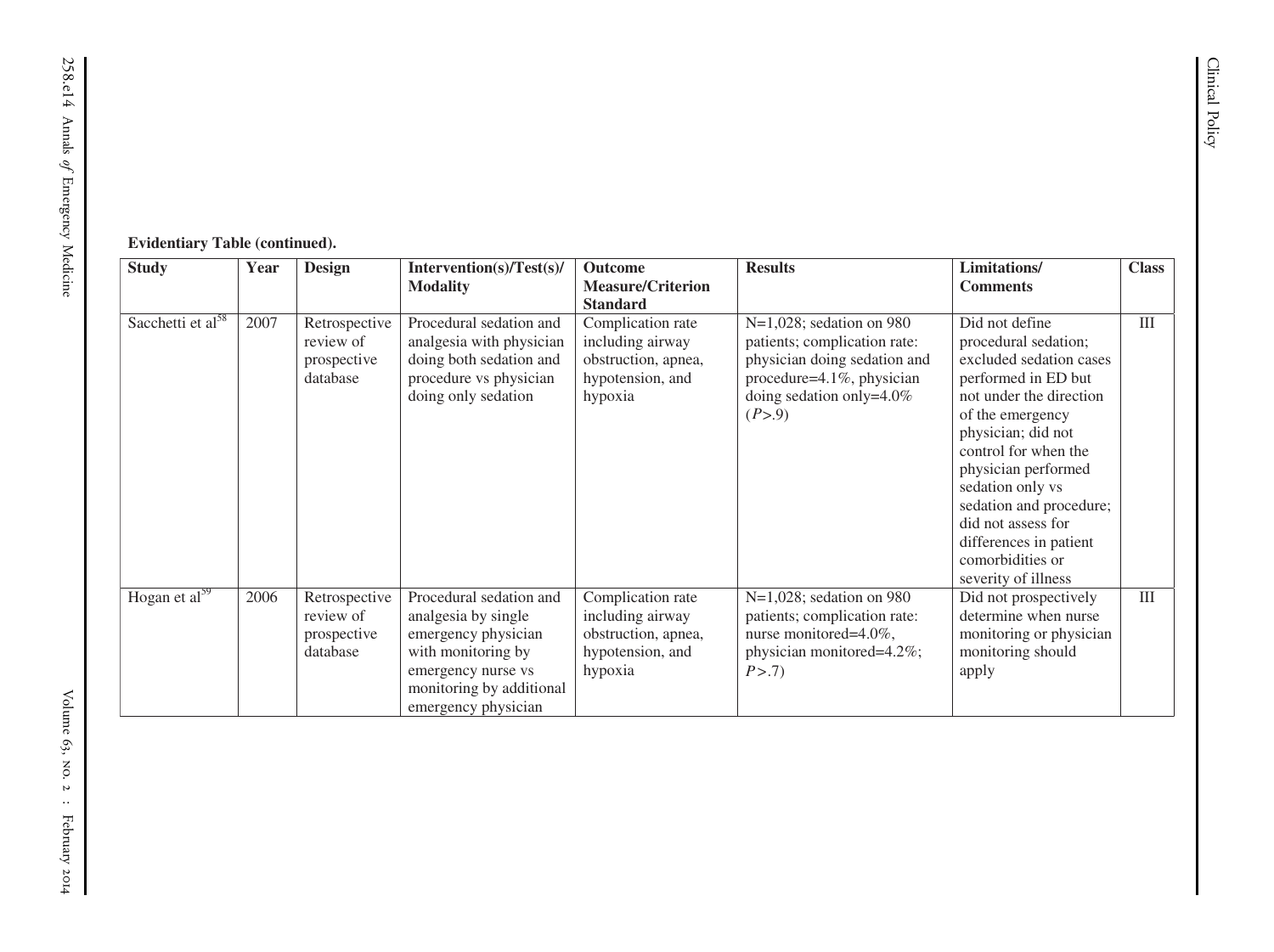**Evidentiary Table (continued).**

| Study | Year | Design | Intervention(s)/Test(s)/ Modality | Outcome Measure/Criterion Standard | Results | Limitations/ Comments | Class |
|---|---|---|---|---|---|---|---|
| Sacchetti et al[58] | 2007 | Retrospective review of prospective database | Procedural sedation and analgesia with physician doing both sedation and procedure vs physician doing only sedation | Complication rate including airway obstruction, apnea, hypotension, and hypoxia | N=1,028; sedation on 980 patients; complication rate: physician doing sedation and procedure=4.1%, physician doing sedation only=4.0% ($P$>.9) | Did not define procedural sedation; excluded sedation cases performed in ED but not under the direction of the emergency physician; did not control for when the physician performed sedation only vs sedation and procedure; did not assess for differences in patient comorbidities or severity of illness | III |
| Hogan et al[59] | 2006 | Retrospective review of prospective database | Procedural sedation and analgesia by single emergency physician with monitoring by emergency nurse vs monitoring by additional emergency physician | Complication rate including airway obstruction, apnea, hypotension, and hypoxia | N=1,028; sedation on 980 patients; complication rate: nurse monitored=4.0%, physician monitored=4.2%; $P$>.7) | Did not prospectively determine when nurse monitoring or physician monitoring should apply | III |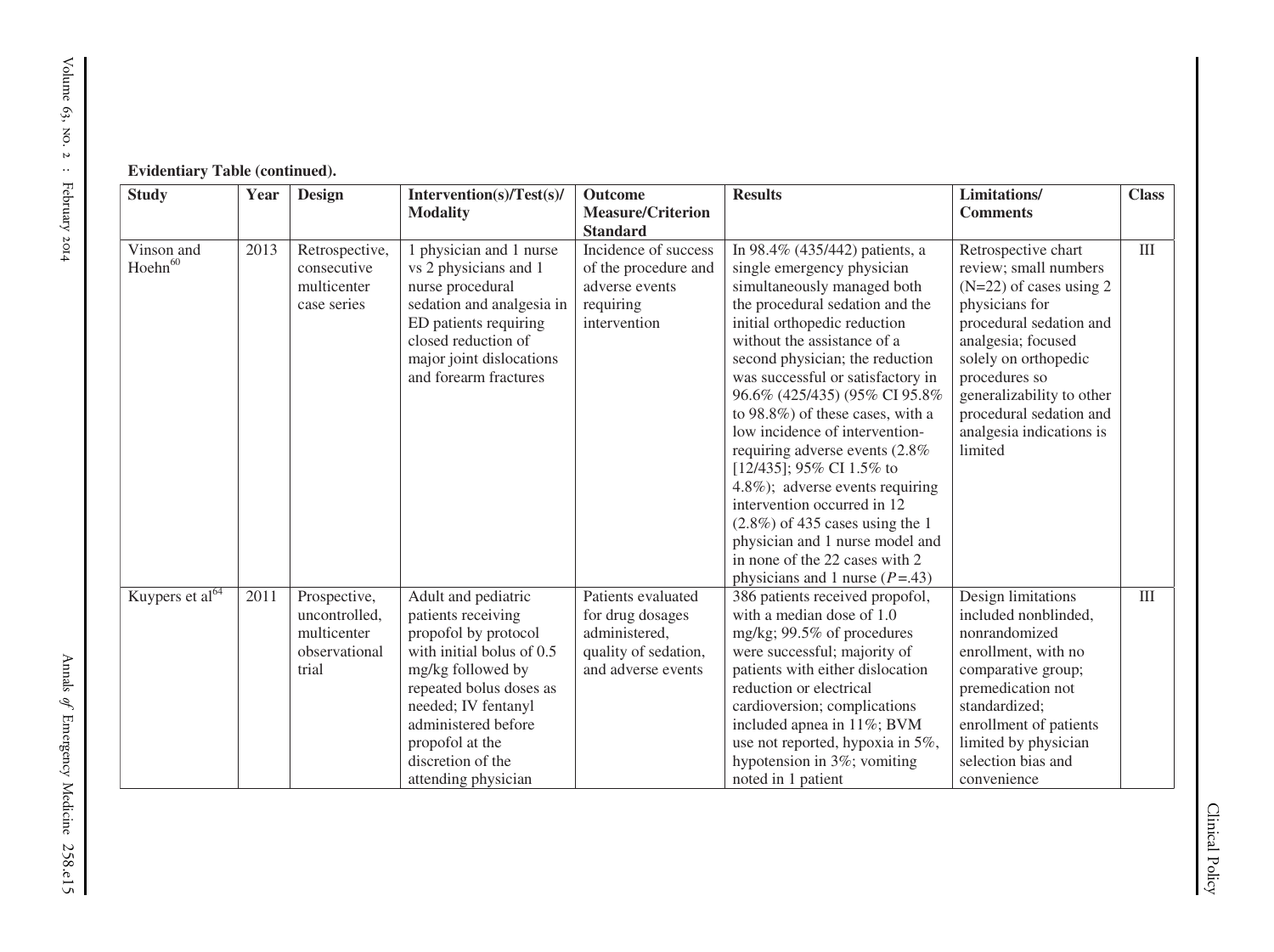**Evidentiary Table (continued).**

| Study | Year | Design | Intervention(s)/Test(s)/ Modality | Outcome Measure/Criterion Standard | Results | Limitations/ Comments | Class |
|---|---|---|---|---|---|---|---|
| Vinson and Hoehn[60] | 2013 | Retrospective, consecutive multicenter case series | 1 physician and 1 nurse vs 2 physicians and 1 nurse procedural sedation and analgesia in ED patients requiring closed reduction of major joint dislocations and forearm fractures | Incidence of success of the procedure and adverse events requiring intervention | In 98.4% (435/442) patients, a single emergency physician simultaneously managed both the procedural sedation and the initial orthopedic reduction without the assistance of a second physician; the reduction was successful or satisfactory in 96.6% (425/435) (95% CI 95.8% to 98.8%) of these cases, with a low incidence of intervention-requiring adverse events (2.8% [12/435]; 95% CI 1.5% to 4.8%); adverse events requiring intervention occurred in 12 (2.8%) of 435 cases using the 1 physician and 1 nurse model and in none of the 22 cases with 2 physicians and 1 nurse ($P$=.43) | Retrospective chart review; small numbers (N=22) of cases using 2 physicians for procedural sedation and analgesia; focused solely on orthopedic procedures so generalizability to other procedural sedation and analgesia indications is limited | III |
| Kuypers et al[64] | 2011 | Prospective, uncontrolled, multicenter observational trial | Adult and pediatric patients receiving propofol by protocol with initial bolus of 0.5 mg/kg followed by repeated bolus doses as needed; IV fentanyl administered before propofol at the discretion of the attending physician | Patients evaluated for drug dosages administered, quality of sedation, and adverse events | 386 patients received propofol, with a median dose of 1.0 mg/kg; 99.5% of procedures were successful; majority of patients with either dislocation reduction or electrical cardioversion; complications included apnea in 11%; BVM use not reported, hypoxia in 5%, hypotension in 3%; vomiting noted in 1 patient | Design limitations included nonblinded, nonrandomized enrollment, with no comparative group; premedication not standardized; enrollment of patients limited by physician selection bias and convenience | III |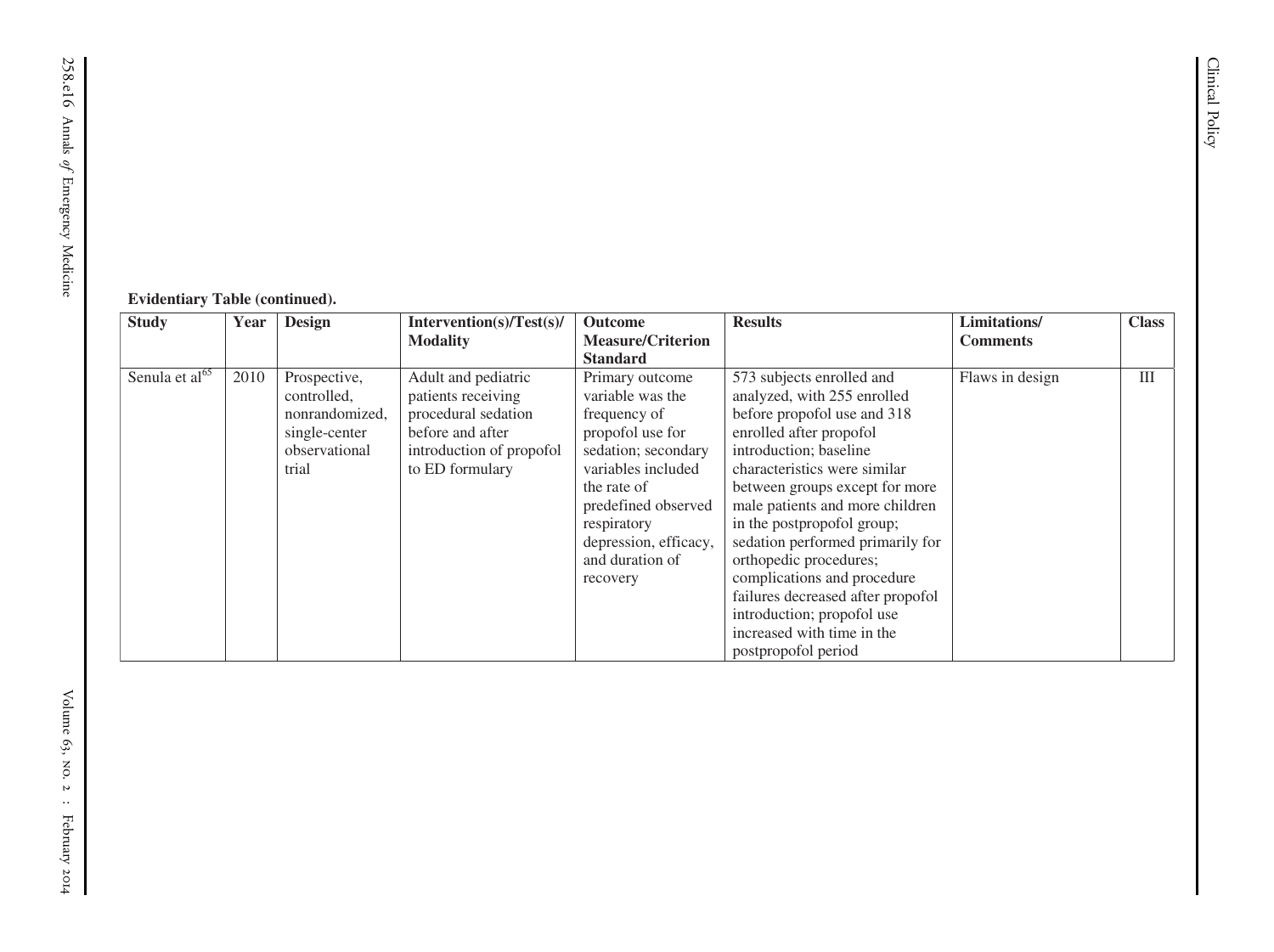**Evidentiary Table (continued).**

| Study | Year | Design | Intervention(s)/Test(s)/ Modality | Outcome Measure/Criterion Standard | Results | Limitations/ Comments | Class |
|---|---|---|---|---|---|---|---|
| Senula et al[65] | 2010 | Prospective, controlled, nonrandomized, single-center observational trial | Adult and pediatric patients receiving procedural sedation before and after introduction of propofol to ED formulary | Primary outcome variable was the frequency of propofol use for sedation; secondary variables included the rate of predefined observed respiratory depression, efficacy, and duration of recovery | 573 subjects enrolled and analyzed, with 255 enrolled before propofol use and 318 enrolled after propofol introduction; baseline characteristics were similar between groups except for more male patients and more children in the postpropofol group; sedation performed primarily for orthopedic procedures; complications and procedure failures decreased after propofol introduction; propofol use increased with time in the postpropofol period | Flaws in design | III |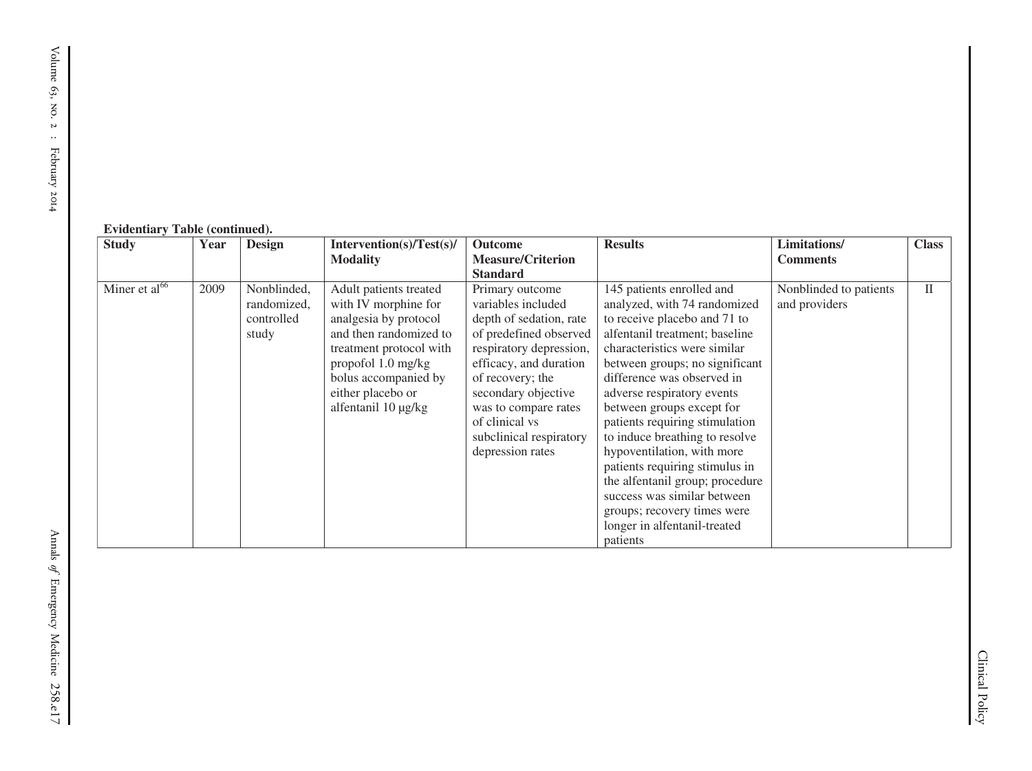**Evidentiary Table (continued).**

| Study | Year | Design | Intervention(s)/Test(s)/ Modality | Outcome Measure/Criterion Standard | Results | Limitations/ Comments | Class |
|---|---|---|---|---|---|---|---|
| Miner et al[66] | 2009 | Nonblinded, randomized, controlled study | Adult patients treated with IV morphine for analgesia by protocol and then randomized to treatment protocol with propofol 1.0 mg/kg bolus accompanied by either placebo or alfentanil 10 μg/kg | Primary outcome variables included depth of sedation, rate of predefined observed respiratory depression, efficacy, and duration of recovery; the secondary objective was to compare rates of clinical vs subclinical respiratory depression rates | 145 patients enrolled and analyzed, with 74 randomized to receive placebo and 71 to alfentanil treatment; baseline characteristics were similar between groups; no significant difference was observed in adverse respiratory events between groups except for patients requiring stimulation to induce breathing to resolve hypoventilation, with more patients requiring stimulus in the alfentanil group; procedure success was similar between groups; recovery times were longer in alfentanil-treated patients | Nonblinded to patients and providers | II |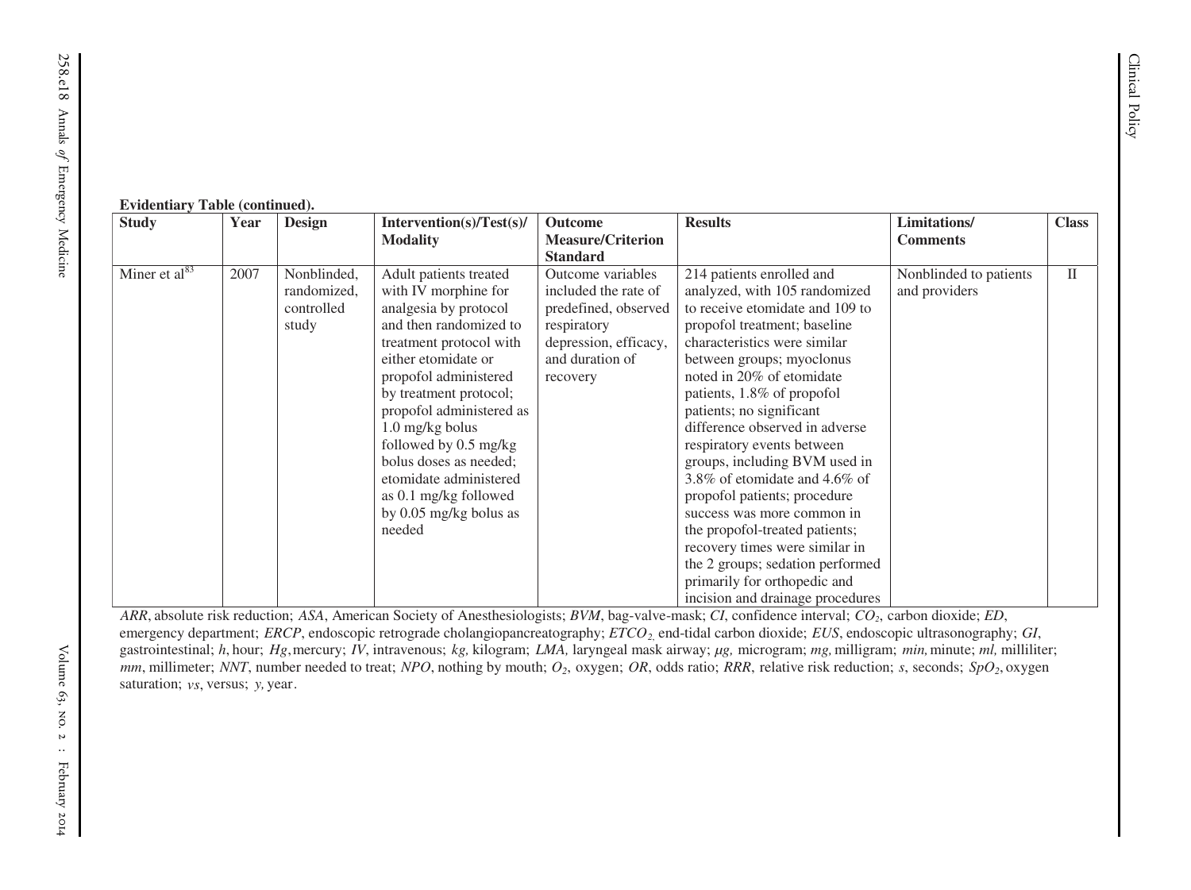**Evidentiary Table (continued).**

| Study | Year | Design | Intervention(s)/Test(s)/ Modality | Outcome Measure/Criterion Standard | Results | Limitations/ Comments | Class |
|---|---|---|---|---|---|---|---|
| Miner et al[83] | 2007 | Nonblinded, randomized, controlled study | Adult patients treated with IV morphine for analgesia by protocol and then randomized to treatment protocol with either etomidate or propofol administered by treatment protocol; propofol administered as 1.0 mg/kg bolus followed by 0.5 mg/kg bolus doses as needed; etomidate administered as 0.1 mg/kg followed by 0.05 mg/kg bolus as needed | Outcome variables included the rate of predefined, observed respiratory depression, efficacy, and duration of recovery | 214 patients enrolled and analyzed, with 105 randomized to receive etomidate and 109 to propofol treatment; baseline characteristics were similar between groups; myoclonus noted in 20% of etomidate patients, 1.8% of propofol patients; no significant difference observed in adverse respiratory events between groups, including BVM used in 3.8% of etomidate and 4.6% of propofol patients; procedure success was more common in the propofol-treated patients; recovery times were similar in the 2 groups; sedation performed primarily for orthopedic and incision and drainage procedures | Nonblinded to patients and providers | II |

*ARR*, absolute risk reduction; *ASA*, American Society of Anesthesiologists; *BVM*, bag-valve-mask; *CI*, confidence interval; $CO_2$, carbon dioxide; *ED*, emergency department; *ERCP*, endoscopic retrograde cholangiopancreatography; $ETCO_2$, end-tidal carbon dioxide; *EUS*, endoscopic ultrasonography; *GI*, gastrointestinal; *h*, hour; *Hg*, mercury; *IV*, intravenous; *kg,* kilogram; *LMA,* laryngeal mask airway; *μg,* microgram; *mg,* milligram; *min,* minute; *ml,* milliliter; *mm*, millimeter; *NNT*, number needed to treat; *NPO*, nothing by mouth; $O_2$, oxygen; *OR*, odds ratio; *RRR*, relative risk reduction; *s*, seconds; $SpO_2$, oxygen saturation; *vs*, versus; *y,* year.